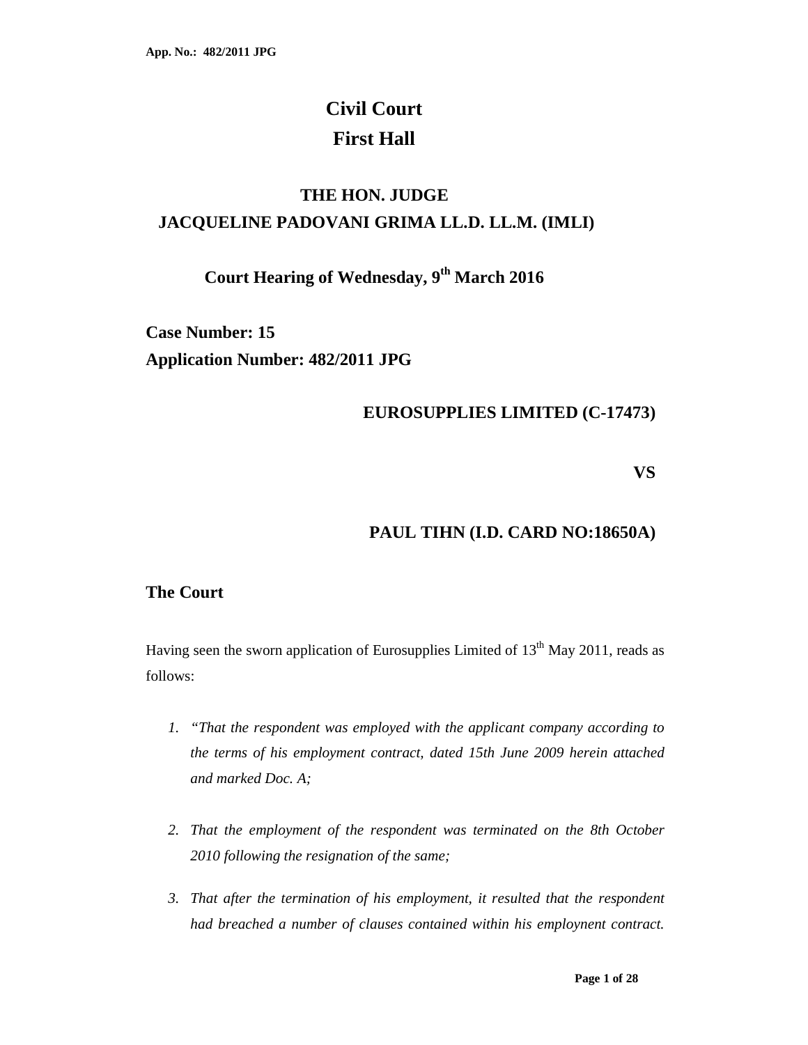# Civil Court
# First Hall

## THE HON. JUDGE
## JACQUELINE PADOVANI GRIMA LL.D. LL.M. (IMLI)

### Court Hearing of Wednesday, 9th March 2016

**Case Number: 15**
**Application Number: 482/2011 JPG**

**EUROSUPPLIES LIMITED (C-17473)**

**VS**

**PAUL TIHN (I.D. CARD NO:18650A)**

### The Court

Having seen the sworn application of Eurosupplies Limited of 13th May 2011, reads as follows:

1. *"That the respondent was employed with the applicant company according to the terms of his employment contract, dated 15th June 2009 herein attached and marked Doc. A;*

2. *That the employment of the respondent was terminated on the 8th October 2010 following the resignation of the same;*

3. *That after the termination of his employment, it resulted that the respondent had breached a number of clauses contained within his employnent contract.*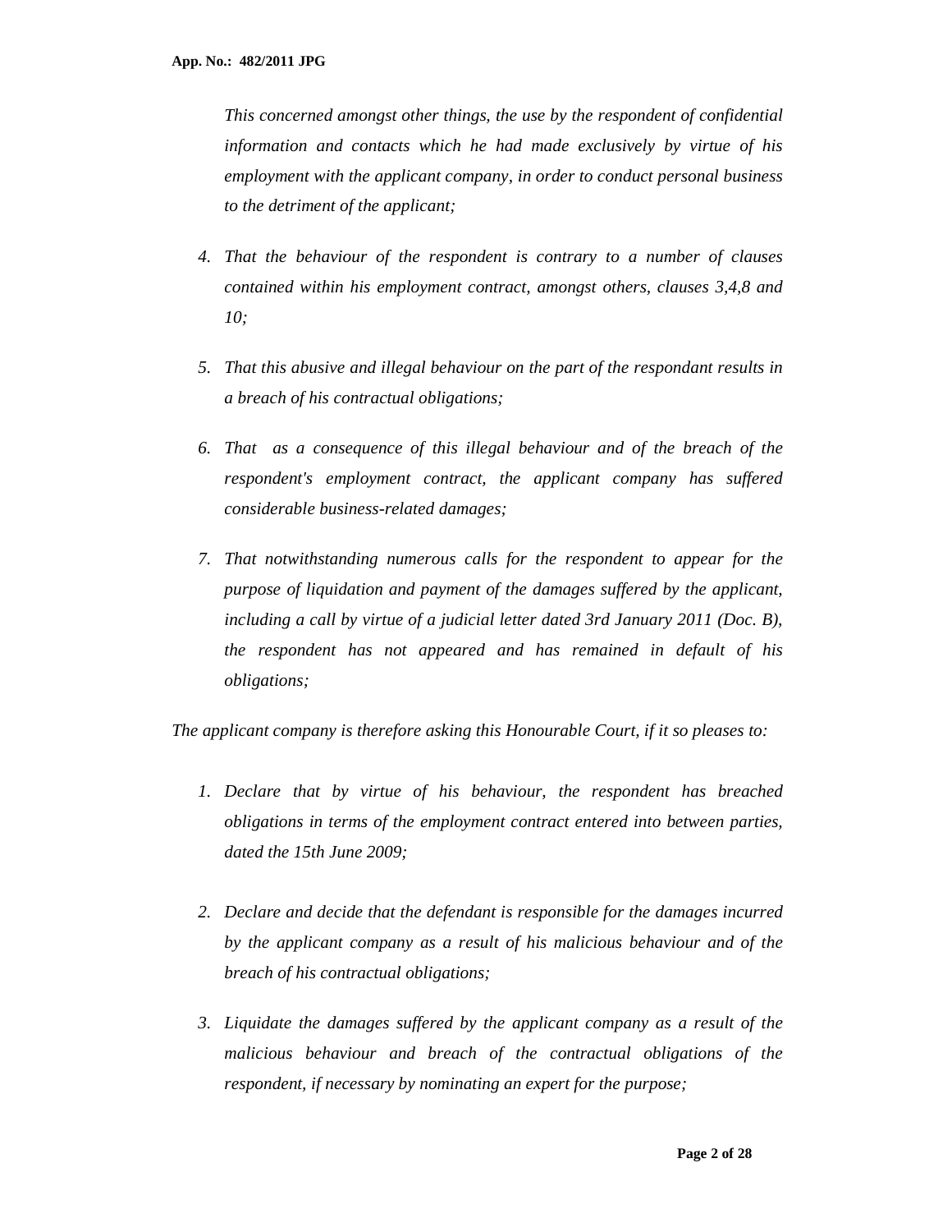*This concerned amongst other things, the use by the respondent of confidential information and contacts which he had made exclusively by virtue of his employment with the applicant company, in order to conduct personal business to the detriment of the applicant;*

4. *That the behaviour of the respondent is contrary to a number of clauses contained within his employment contract, amongst others, clauses 3,4,8 and 10;*

5. *That this abusive and illegal behaviour on the part of the respondant results in a breach of his contractual obligations;*

6. *That as a consequence of this illegal behaviour and of the breach of the respondent's employment contract, the applicant company has suffered considerable business-related damages;*

7. *That notwithstanding numerous calls for the respondent to appear for the purpose of liquidation and payment of the damages suffered by the applicant, including a call by virtue of a judicial letter dated 3rd January 2011 (Doc. B), the respondent has not appeared and has remained in default of his obligations;*

*The applicant company is therefore asking this Honourable Court, if it so pleases to:*

1. *Declare that by virtue of his behaviour, the respondent has breached obligations in terms of the employment contract entered into between parties, dated the 15th June 2009;*

2. *Declare and decide that the defendant is responsible for the damages incurred by the applicant company as a result of his malicious behaviour and of the breach of his contractual obligations;*

3. *Liquidate the damages suffered by the applicant company as a result of the malicious behaviour and breach of the contractual obligations of the respondent, if necessary by nominating an expert for the purpose;*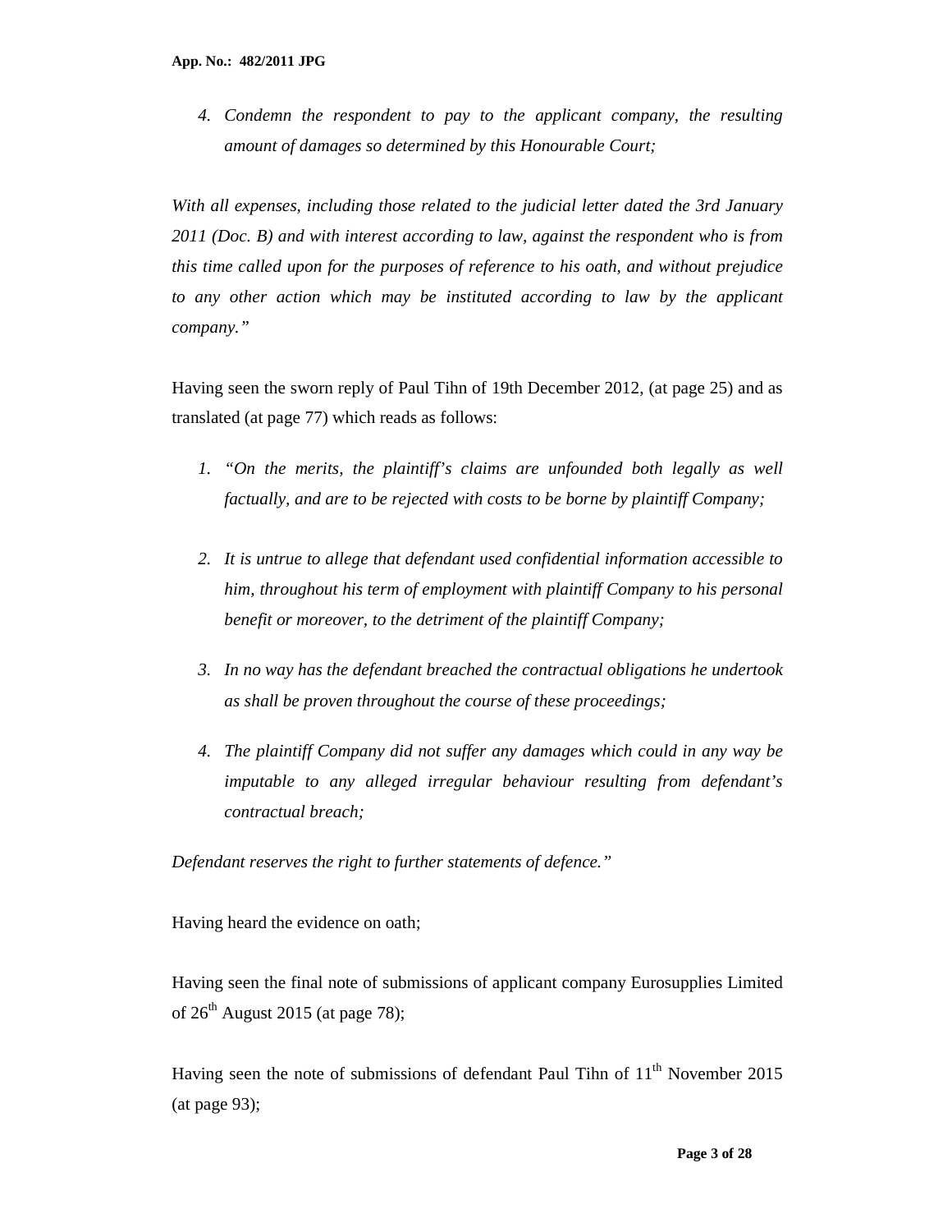4. *Condemn the respondent to pay to the applicant company, the resulting amount of damages so determined by this Honourable Court;*

*With all expenses, including those related to the judicial letter dated the 3rd January 2011 (Doc. B) and with interest according to law, against the respondent who is from this time called upon for the purposes of reference to his oath, and without prejudice to any other action which may be instituted according to law by the applicant company."*

Having seen the sworn reply of Paul Tihn of 19th December 2012, (at page 25) and as translated (at page 77) which reads as follows:

1. *"On the merits, the plaintiff's claims are unfounded both legally as well factually, and are to be rejected with costs to be borne by plaintiff Company;*

2. *It is untrue to allege that defendant used confidential information accessible to him, throughout his term of employment with plaintiff Company to his personal benefit or moreover, to the detriment of the plaintiff Company;*

3. *In no way has the defendant breached the contractual obligations he undertook as shall be proven throughout the course of these proceedings;*

4. *The plaintiff Company did not suffer any damages which could in any way be imputable to any alleged irregular behaviour resulting from defendant's contractual breach;*

*Defendant reserves the right to further statements of defence."*

Having heard the evidence on oath;

Having seen the final note of submissions of applicant company Eurosupplies Limited of 26th August 2015 (at page 78);

Having seen the note of submissions of defendant Paul Tihn of 11th November 2015 (at page 93);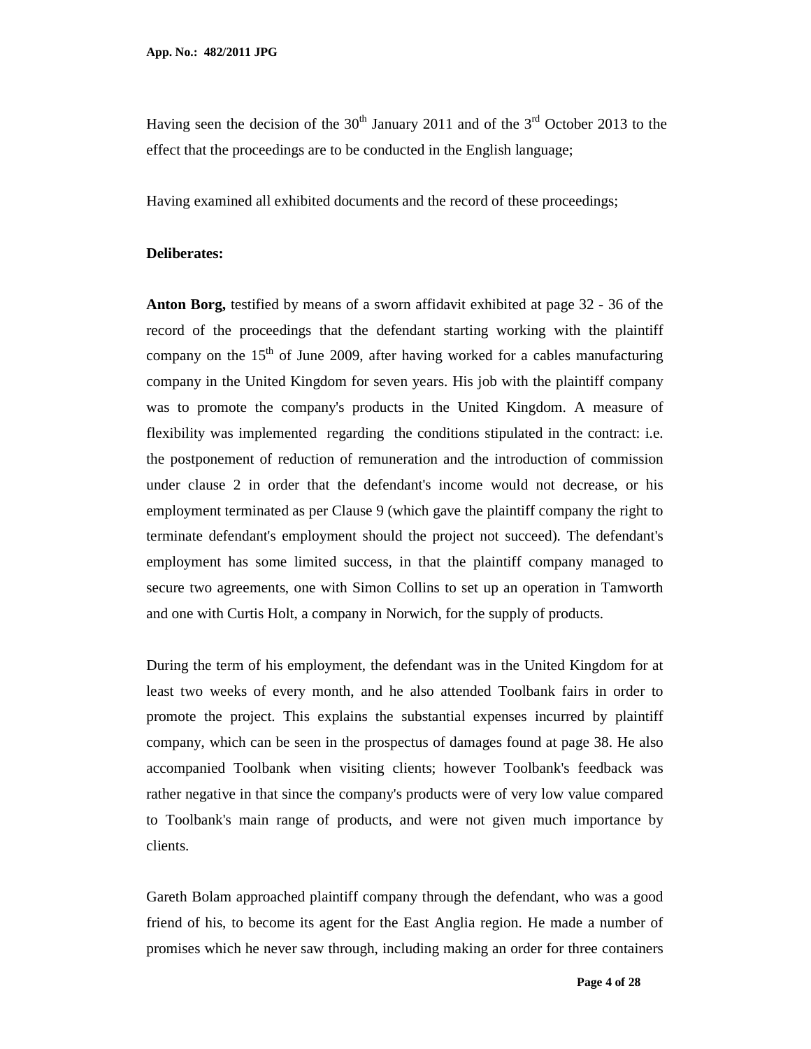Having seen the decision of the 30th January 2011 and of the 3rd October 2013 to the effect that the proceedings are to be conducted in the English language;

Having examined all exhibited documents and the record of these proceedings;

**Deliberates:**

**Anton Borg,** testified by means of a sworn affidavit exhibited at page 32 - 36 of the record of the proceedings that the defendant starting working with the plaintiff company on the 15th of June 2009, after having worked for a cables manufacturing company in the United Kingdom for seven years. His job with the plaintiff company was to promote the company's products in the United Kingdom. A measure of flexibility was implemented regarding the conditions stipulated in the contract: i.e. the postponement of reduction of remuneration and the introduction of commission under clause 2 in order that the defendant's income would not decrease, or his employment terminated as per Clause 9 (which gave the plaintiff company the right to terminate defendant's employment should the project not succeed). The defendant's employment has some limited success, in that the plaintiff company managed to secure two agreements, one with Simon Collins to set up an operation in Tamworth and one with Curtis Holt, a company in Norwich, for the supply of products.

During the term of his employment, the defendant was in the United Kingdom for at least two weeks of every month, and he also attended Toolbank fairs in order to promote the project. This explains the substantial expenses incurred by plaintiff company, which can be seen in the prospectus of damages found at page 38. He also accompanied Toolbank when visiting clients; however Toolbank's feedback was rather negative in that since the company's products were of very low value compared to Toolbank's main range of products, and were not given much importance by clients.

Gareth Bolam approached plaintiff company through the defendant, who was a good friend of his, to become its agent for the East Anglia region. He made a number of promises which he never saw through, including making an order for three containers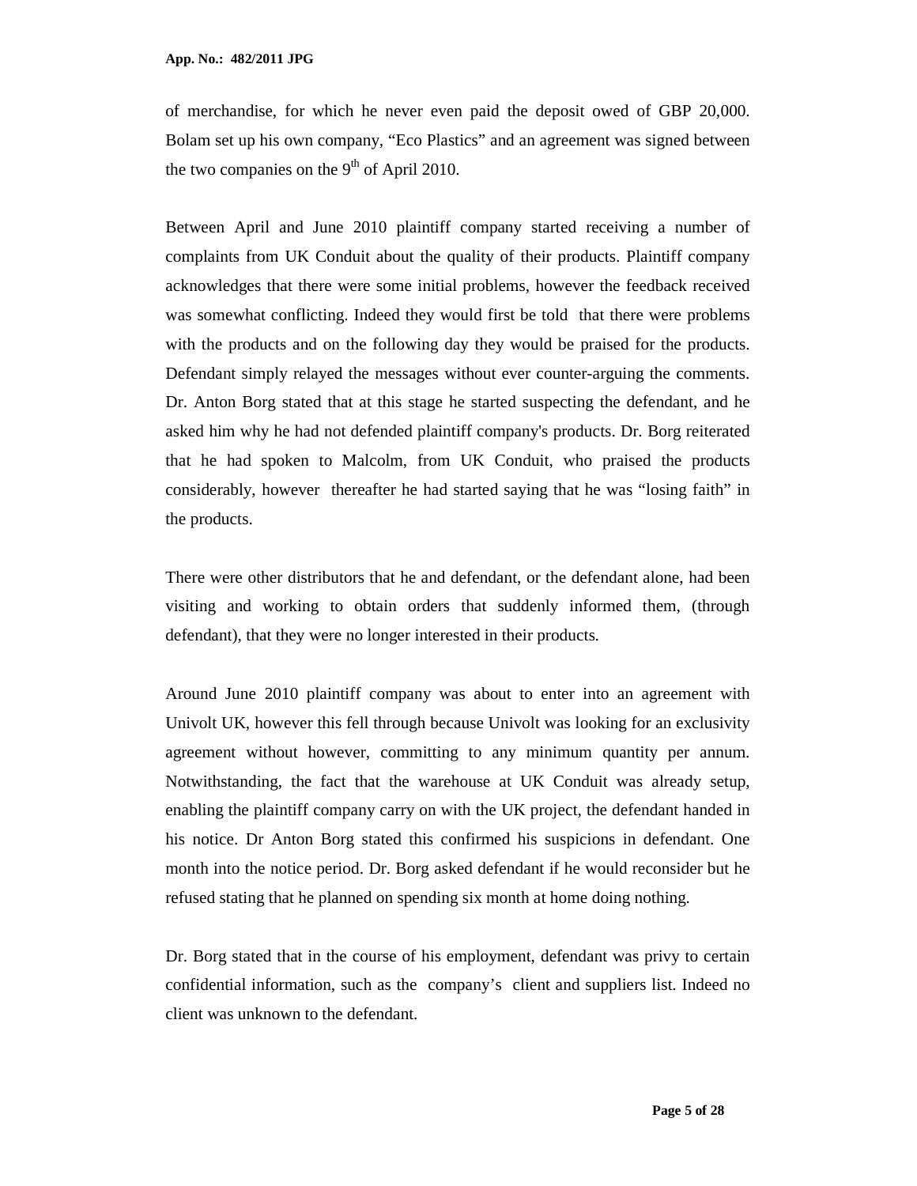of merchandise, for which he never even paid the deposit owed of GBP 20,000. Bolam set up his own company, "Eco Plastics" and an agreement was signed between the two companies on the 9th of April 2010.

Between April and June 2010 plaintiff company started receiving a number of complaints from UK Conduit about the quality of their products. Plaintiff company acknowledges that there were some initial problems, however the feedback received was somewhat conflicting. Indeed they would first be told that there were problems with the products and on the following day they would be praised for the products. Defendant simply relayed the messages without ever counter-arguing the comments. Dr. Anton Borg stated that at this stage he started suspecting the defendant, and he asked him why he had not defended plaintiff company's products. Dr. Borg reiterated that he had spoken to Malcolm, from UK Conduit, who praised the products considerably, however thereafter he had started saying that he was "losing faith" in the products.

There were other distributors that he and defendant, or the defendant alone, had been visiting and working to obtain orders that suddenly informed them, (through defendant), that they were no longer interested in their products.

Around June 2010 plaintiff company was about to enter into an agreement with Univolt UK, however this fell through because Univolt was looking for an exclusivity agreement without however, committing to any minimum quantity per annum. Notwithstanding, the fact that the warehouse at UK Conduit was already setup, enabling the plaintiff company carry on with the UK project, the defendant handed in his notice. Dr Anton Borg stated this confirmed his suspicions in defendant. One month into the notice period. Dr. Borg asked defendant if he would reconsider but he refused stating that he planned on spending six month at home doing nothing.

Dr. Borg stated that in the course of his employment, defendant was privy to certain confidential information, such as the company's client and suppliers list. Indeed no client was unknown to the defendant.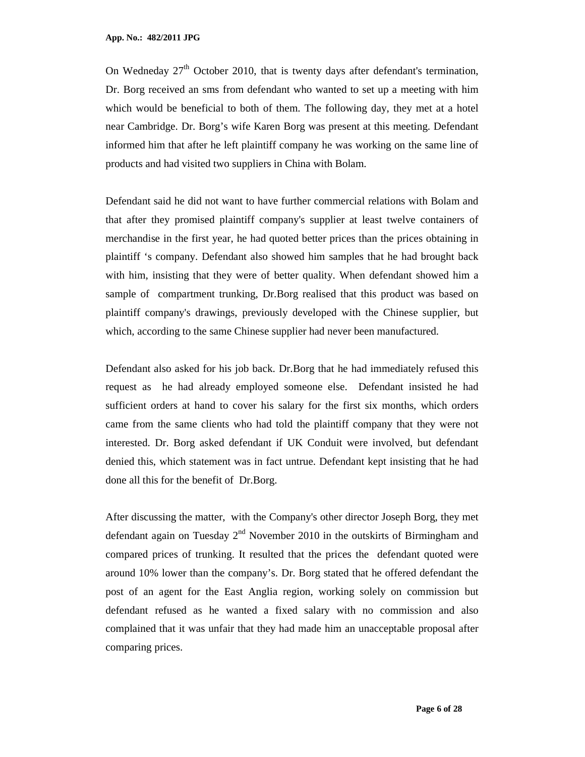On Wedneday 27th October 2010, that is twenty days after defendant's termination, Dr. Borg received an sms from defendant who wanted to set up a meeting with him which would be beneficial to both of them. The following day, they met at a hotel near Cambridge. Dr. Borg's wife Karen Borg was present at this meeting. Defendant informed him that after he left plaintiff company he was working on the same line of products and had visited two suppliers in China with Bolam.

Defendant said he did not want to have further commercial relations with Bolam and that after they promised plaintiff company's supplier at least twelve containers of merchandise in the first year, he had quoted better prices than the prices obtaining in plaintiff 's company. Defendant also showed him samples that he had brought back with him, insisting that they were of better quality. When defendant showed him a sample of compartment trunking, Dr.Borg realised that this product was based on plaintiff company's drawings, previously developed with the Chinese supplier, but which, according to the same Chinese supplier had never been manufactured.

Defendant also asked for his job back. Dr.Borg that he had immediately refused this request as he had already employed someone else. Defendant insisted he had sufficient orders at hand to cover his salary for the first six months, which orders came from the same clients who had told the plaintiff company that they were not interested. Dr. Borg asked defendant if UK Conduit were involved, but defendant denied this, which statement was in fact untrue. Defendant kept insisting that he had done all this for the benefit of Dr.Borg.

After discussing the matter, with the Company's other director Joseph Borg, they met defendant again on Tuesday 2nd November 2010 in the outskirts of Birmingham and compared prices of trunking. It resulted that the prices the defendant quoted were around 10% lower than the company's. Dr. Borg stated that he offered defendant the post of an agent for the East Anglia region, working solely on commission but defendant refused as he wanted a fixed salary with no commission and also complained that it was unfair that they had made him an unacceptable proposal after comparing prices.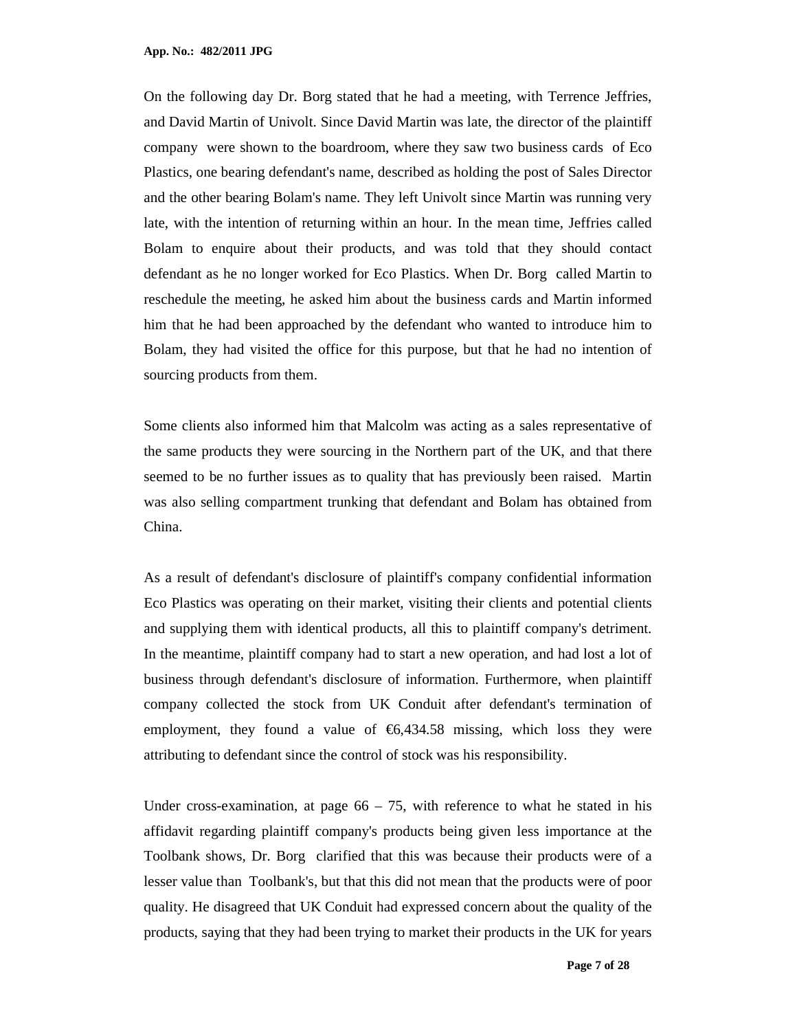On the following day Dr. Borg stated that he had a meeting, with Terrence Jeffries, and David Martin of Univolt. Since David Martin was late, the director of the plaintiff company were shown to the boardroom, where they saw two business cards of Eco Plastics, one bearing defendant's name, described as holding the post of Sales Director and the other bearing Bolam's name. They left Univolt since Martin was running very late, with the intention of returning within an hour. In the mean time, Jeffries called Bolam to enquire about their products, and was told that they should contact defendant as he no longer worked for Eco Plastics. When Dr. Borg called Martin to reschedule the meeting, he asked him about the business cards and Martin informed him that he had been approached by the defendant who wanted to introduce him to Bolam, they had visited the office for this purpose, but that he had no intention of sourcing products from them.

Some clients also informed him that Malcolm was acting as a sales representative of the same products they were sourcing in the Northern part of the UK, and that there seemed to be no further issues as to quality that has previously been raised. Martin was also selling compartment trunking that defendant and Bolam has obtained from China.

As a result of defendant's disclosure of plaintiff's company confidential information Eco Plastics was operating on their market, visiting their clients and potential clients and supplying them with identical products, all this to plaintiff company's detriment. In the meantime, plaintiff company had to start a new operation, and had lost a lot of business through defendant's disclosure of information. Furthermore, when plaintiff company collected the stock from UK Conduit after defendant's termination of employment, they found a value of €6,434.58 missing, which loss they were attributing to defendant since the control of stock was his responsibility.

Under cross-examination, at page 66 – 75, with reference to what he stated in his affidavit regarding plaintiff company's products being given less importance at the Toolbank shows, Dr. Borg clarified that this was because their products were of a lesser value than Toolbank's, but that this did not mean that the products were of poor quality. He disagreed that UK Conduit had expressed concern about the quality of the products, saying that they had been trying to market their products in the UK for years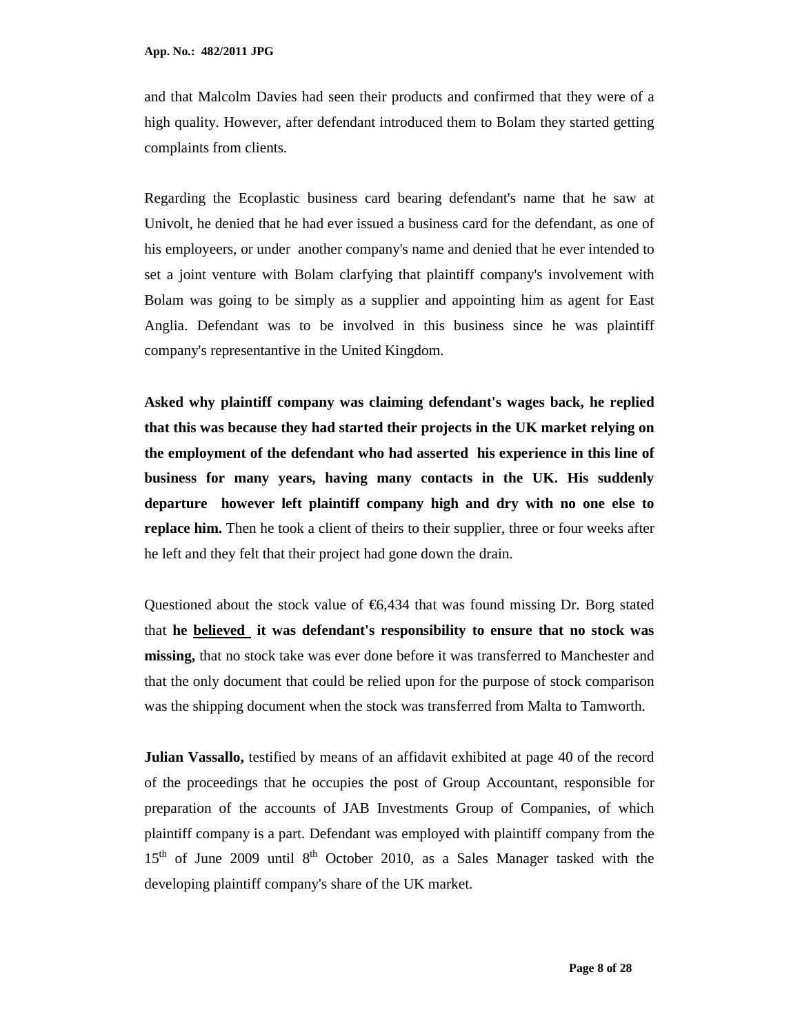and that Malcolm Davies had seen their products and confirmed that they were of a high quality. However, after defendant introduced them to Bolam they started getting complaints from clients.

Regarding the Ecoplastic business card bearing defendant's name that he saw at Univolt, he denied that he had ever issued a business card for the defendant, as one of his employeers, or under another company's name and denied that he ever intended to set a joint venture with Bolam clarfying that plaintiff company's involvement with Bolam was going to be simply as a supplier and appointing him as agent for East Anglia. Defendant was to be involved in this business since he was plaintiff company's representantive in the United Kingdom.

**Asked why plaintiff company was claiming defendant's wages back, he replied that this was because they had started their projects in the UK market relying on the employment of the defendant who had asserted his experience in this line of business for many years, having many contacts in the UK. His suddenly departure however left plaintiff company high and dry with no one else to replace him.** Then he took a client of theirs to their supplier, three or four weeks after he left and they felt that their project had gone down the drain.

Questioned about the stock value of €6,434 that was found missing Dr. Borg stated that **he <u>believed</u> it was defendant's responsibility to ensure that no stock was missing,** that no stock take was ever done before it was transferred to Manchester and that the only document that could be relied upon for the purpose of stock comparison was the shipping document when the stock was transferred from Malta to Tamworth.

**Julian Vassallo,** testified by means of an affidavit exhibited at page 40 of the record of the proceedings that he occupies the post of Group Accountant, responsible for preparation of the accounts of JAB Investments Group of Companies, of which plaintiff company is a part. Defendant was employed with plaintiff company from the 15th of June 2009 until 8th October 2010, as a Sales Manager tasked with the developing plaintiff company's share of the UK market.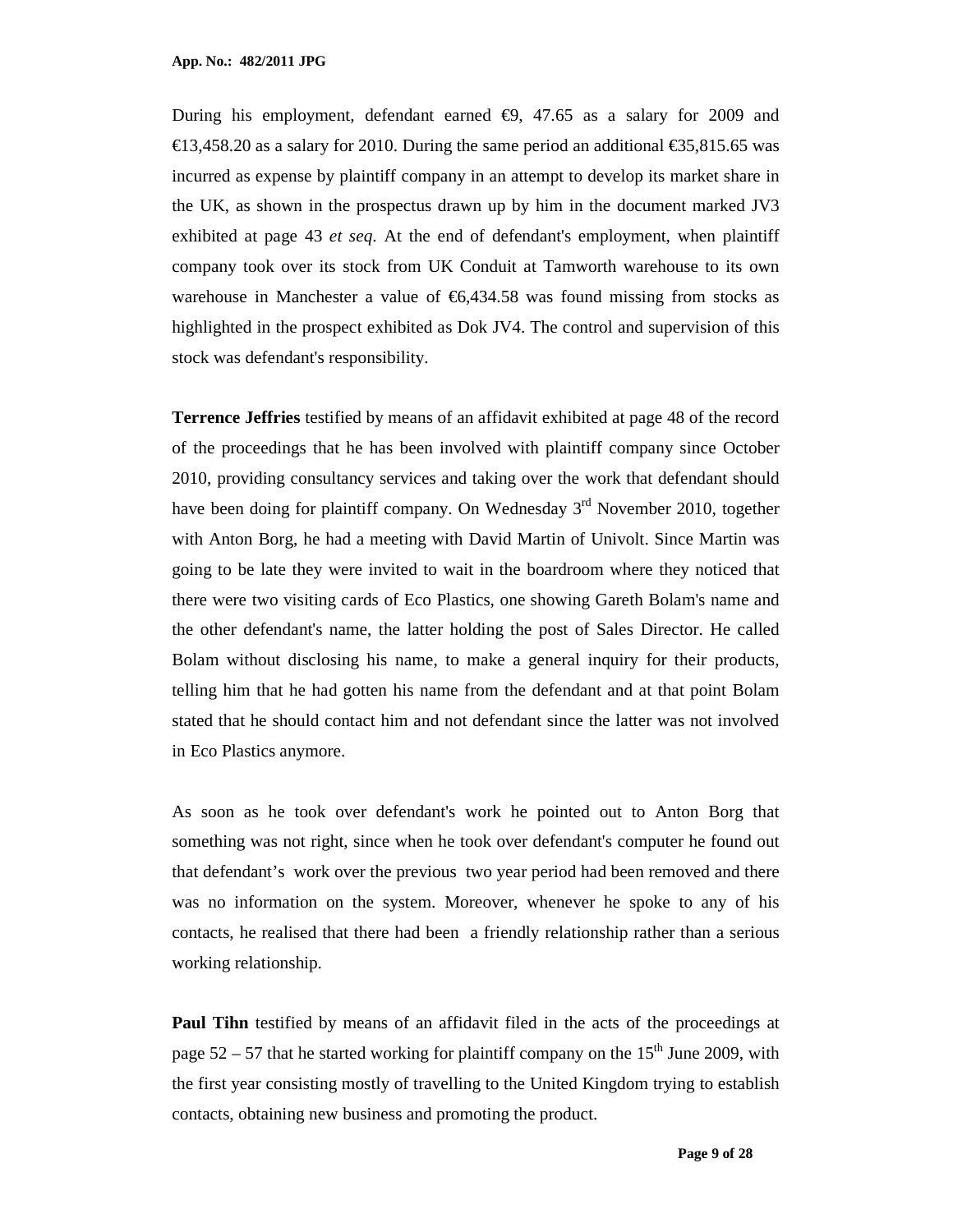During his employment, defendant earned €9, 47.65 as a salary for 2009 and €13,458.20 as a salary for 2010. During the same period an additional €35,815.65 was incurred as expense by plaintiff company in an attempt to develop its market share in the UK, as shown in the prospectus drawn up by him in the document marked JV3 exhibited at page 43 *et seq*. At the end of defendant's employment, when plaintiff company took over its stock from UK Conduit at Tamworth warehouse to its own warehouse in Manchester a value of €6,434.58 was found missing from stocks as highlighted in the prospect exhibited as Dok JV4. The control and supervision of this stock was defendant's responsibility.

**Terrence Jeffries** testified by means of an affidavit exhibited at page 48 of the record of the proceedings that he has been involved with plaintiff company since October 2010, providing consultancy services and taking over the work that defendant should have been doing for plaintiff company. On Wednesday 3rd November 2010, together with Anton Borg, he had a meeting with David Martin of Univolt. Since Martin was going to be late they were invited to wait in the boardroom where they noticed that there were two visiting cards of Eco Plastics, one showing Gareth Bolam's name and the other defendant's name, the latter holding the post of Sales Director. He called Bolam without disclosing his name, to make a general inquiry for their products, telling him that he had gotten his name from the defendant and at that point Bolam stated that he should contact him and not defendant since the latter was not involved in Eco Plastics anymore.

As soon as he took over defendant's work he pointed out to Anton Borg that something was not right, since when he took over defendant's computer he found out that defendant's work over the previous two year period had been removed and there was no information on the system. Moreover, whenever he spoke to any of his contacts, he realised that there had been a friendly relationship rather than a serious working relationship.

**Paul Tihn** testified by means of an affidavit filed in the acts of the proceedings at page 52 – 57 that he started working for plaintiff company on the 15th June 2009, with the first year consisting mostly of travelling to the United Kingdom trying to establish contacts, obtaining new business and promoting the product.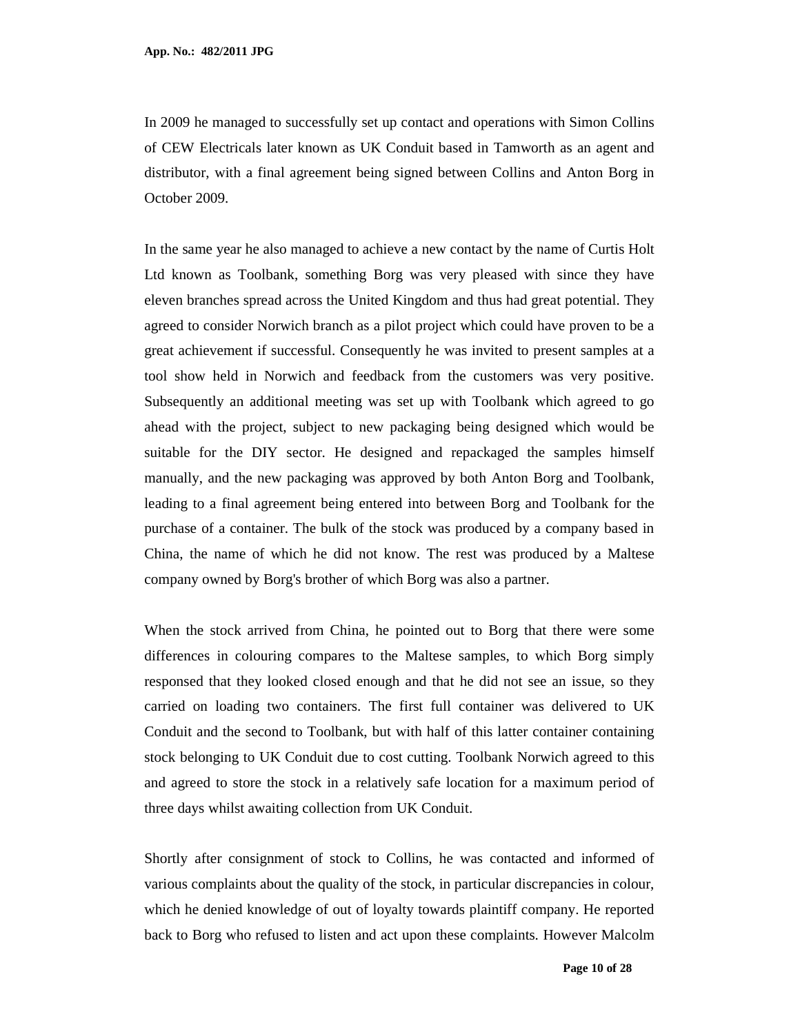In 2009 he managed to successfully set up contact and operations with Simon Collins of CEW Electricals later known as UK Conduit based in Tamworth as an agent and distributor, with a final agreement being signed between Collins and Anton Borg in October 2009.

In the same year he also managed to achieve a new contact by the name of Curtis Holt Ltd known as Toolbank, something Borg was very pleased with since they have eleven branches spread across the United Kingdom and thus had great potential. They agreed to consider Norwich branch as a pilot project which could have proven to be a great achievement if successful. Consequently he was invited to present samples at a tool show held in Norwich and feedback from the customers was very positive. Subsequently an additional meeting was set up with Toolbank which agreed to go ahead with the project, subject to new packaging being designed which would be suitable for the DIY sector. He designed and repackaged the samples himself manually, and the new packaging was approved by both Anton Borg and Toolbank, leading to a final agreement being entered into between Borg and Toolbank for the purchase of a container. The bulk of the stock was produced by a company based in China, the name of which he did not know. The rest was produced by a Maltese company owned by Borg's brother of which Borg was also a partner.

When the stock arrived from China, he pointed out to Borg that there were some differences in colouring compares to the Maltese samples, to which Borg simply responsed that they looked closed enough and that he did not see an issue, so they carried on loading two containers. The first full container was delivered to UK Conduit and the second to Toolbank, but with half of this latter container containing stock belonging to UK Conduit due to cost cutting. Toolbank Norwich agreed to this and agreed to store the stock in a relatively safe location for a maximum period of three days whilst awaiting collection from UK Conduit.

Shortly after consignment of stock to Collins, he was contacted and informed of various complaints about the quality of the stock, in particular discrepancies in colour, which he denied knowledge of out of loyalty towards plaintiff company. He reported back to Borg who refused to listen and act upon these complaints. However Malcolm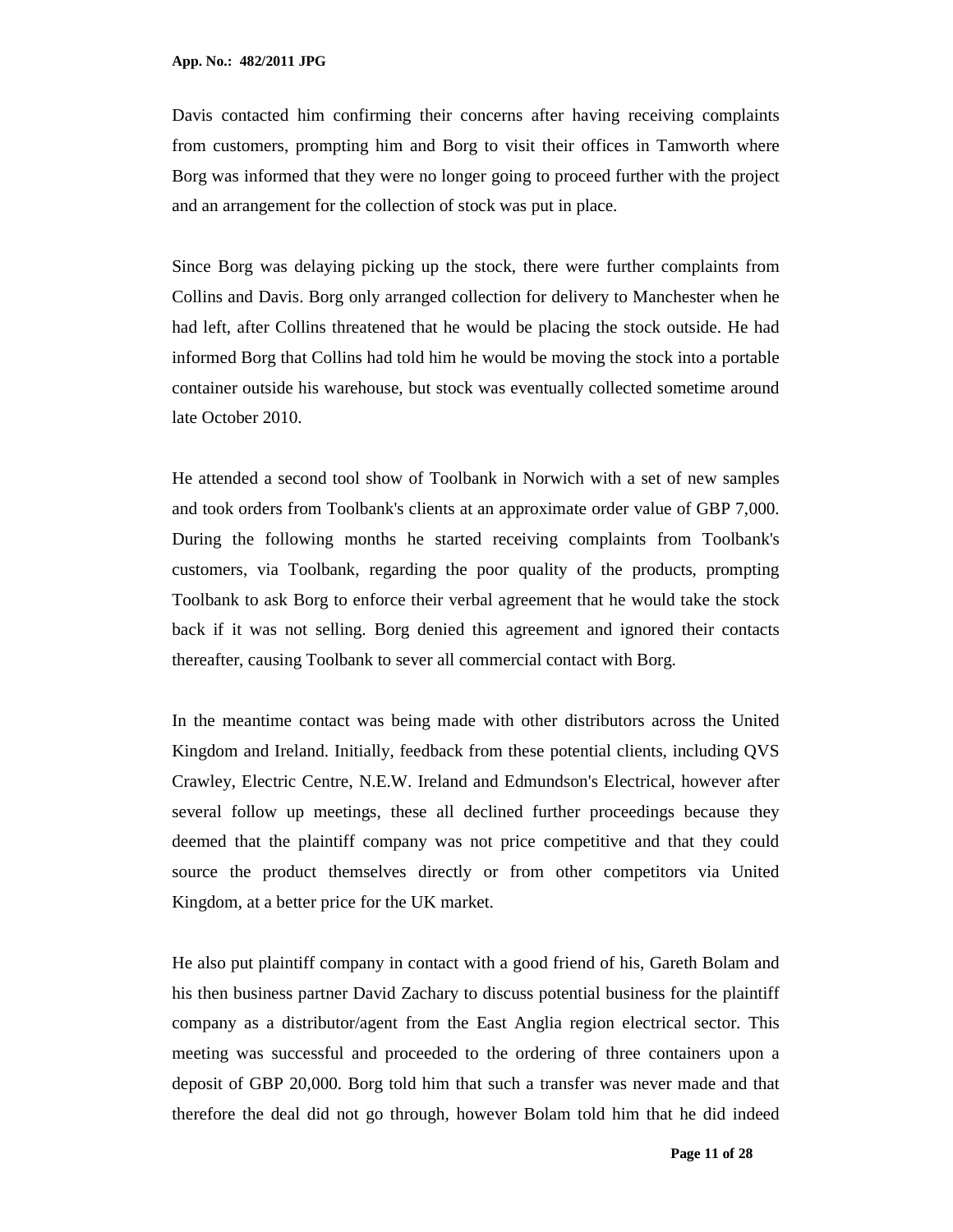Davis contacted him confirming their concerns after having receiving complaints from customers, prompting him and Borg to visit their offices in Tamworth where Borg was informed that they were no longer going to proceed further with the project and an arrangement for the collection of stock was put in place.

Since Borg was delaying picking up the stock, there were further complaints from Collins and Davis. Borg only arranged collection for delivery to Manchester when he had left, after Collins threatened that he would be placing the stock outside. He had informed Borg that Collins had told him he would be moving the stock into a portable container outside his warehouse, but stock was eventually collected sometime around late October 2010.

He attended a second tool show of Toolbank in Norwich with a set of new samples and took orders from Toolbank's clients at an approximate order value of GBP 7,000. During the following months he started receiving complaints from Toolbank's customers, via Toolbank, regarding the poor quality of the products, prompting Toolbank to ask Borg to enforce their verbal agreement that he would take the stock back if it was not selling. Borg denied this agreement and ignored their contacts thereafter, causing Toolbank to sever all commercial contact with Borg.

In the meantime contact was being made with other distributors across the United Kingdom and Ireland. Initially, feedback from these potential clients, including QVS Crawley, Electric Centre, N.E.W. Ireland and Edmundson's Electrical, however after several follow up meetings, these all declined further proceedings because they deemed that the plaintiff company was not price competitive and that they could source the product themselves directly or from other competitors via United Kingdom, at a better price for the UK market.

He also put plaintiff company in contact with a good friend of his, Gareth Bolam and his then business partner David Zachary to discuss potential business for the plaintiff company as a distributor/agent from the East Anglia region electrical sector. This meeting was successful and proceeded to the ordering of three containers upon a deposit of GBP 20,000. Borg told him that such a transfer was never made and that therefore the deal did not go through, however Bolam told him that he did indeed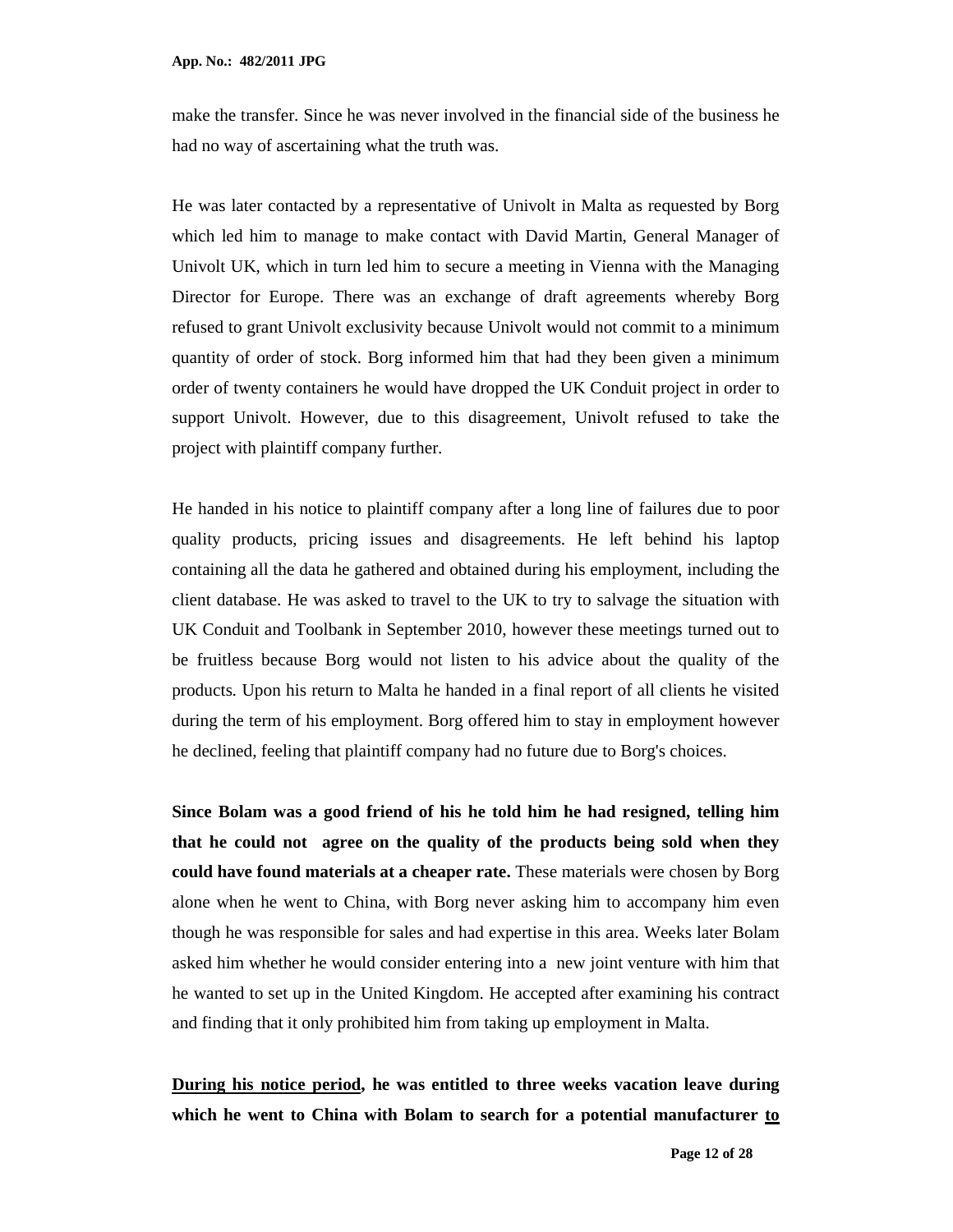make the transfer. Since he was never involved in the financial side of the business he had no way of ascertaining what the truth was.

He was later contacted by a representative of Univolt in Malta as requested by Borg which led him to manage to make contact with David Martin, General Manager of Univolt UK, which in turn led him to secure a meeting in Vienna with the Managing Director for Europe. There was an exchange of draft agreements whereby Borg refused to grant Univolt exclusivity because Univolt would not commit to a minimum quantity of order of stock. Borg informed him that had they been given a minimum order of twenty containers he would have dropped the UK Conduit project in order to support Univolt. However, due to this disagreement, Univolt refused to take the project with plaintiff company further.

He handed in his notice to plaintiff company after a long line of failures due to poor quality products, pricing issues and disagreements. He left behind his laptop containing all the data he gathered and obtained during his employment, including the client database. He was asked to travel to the UK to try to salvage the situation with UK Conduit and Toolbank in September 2010, however these meetings turned out to be fruitless because Borg would not listen to his advice about the quality of the products. Upon his return to Malta he handed in a final report of all clients he visited during the term of his employment. Borg offered him to stay in employment however he declined, feeling that plaintiff company had no future due to Borg's choices.

**Since Bolam was a good friend of his he told him he had resigned, telling him that he could not agree on the quality of the products being sold when they could have found materials at a cheaper rate.** These materials were chosen by Borg alone when he went to China, with Borg never asking him to accompany him even though he was responsible for sales and had expertise in this area. Weeks later Bolam asked him whether he would consider entering into a new joint venture with him that he wanted to set up in the United Kingdom. He accepted after examining his contract and finding that it only prohibited him from taking up employment in Malta.

**<u>During his notice period</u>, he was entitled to three weeks vacation leave during which he went to China with Bolam to search for a potential manufacturer <u>to</u>**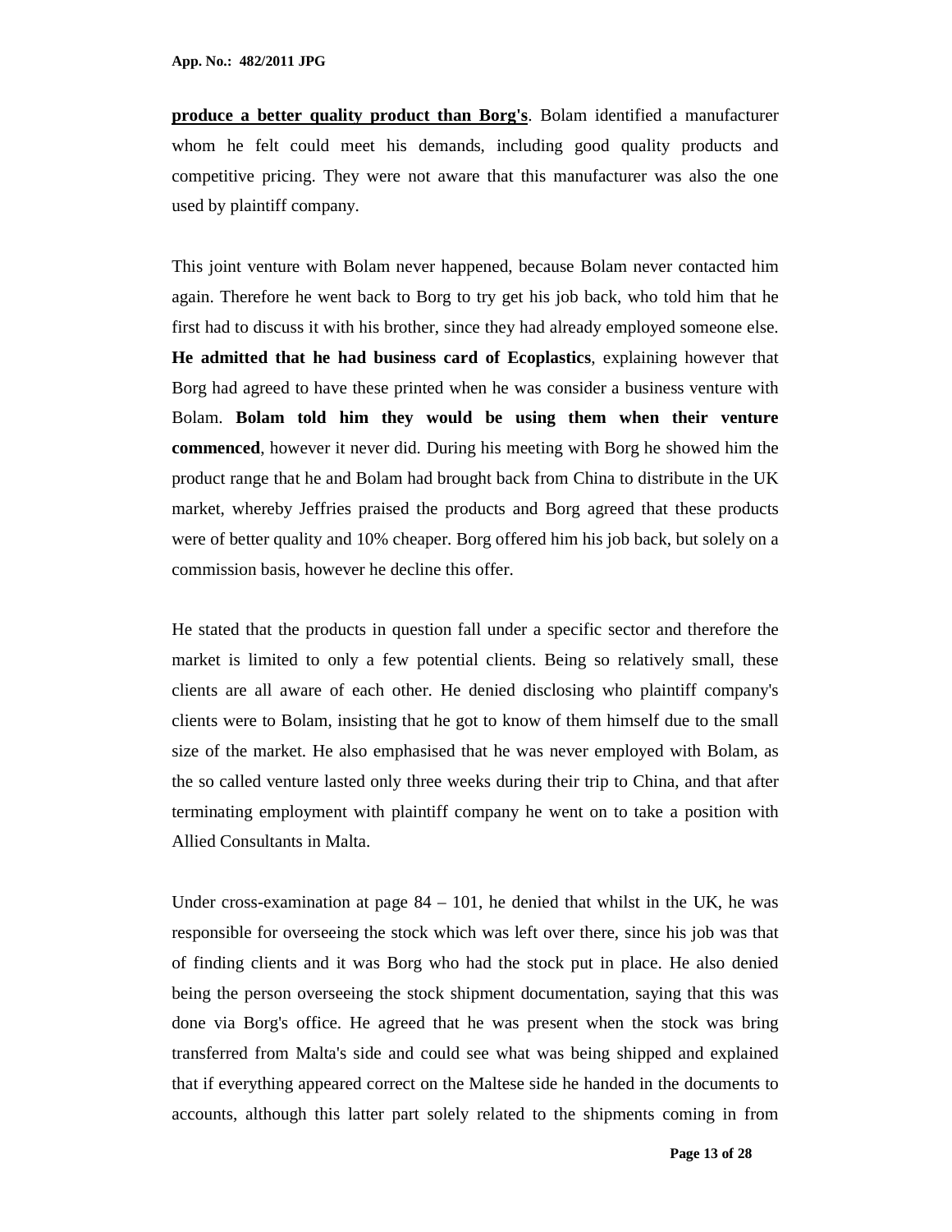**produce a better quality product than Borg's**. Bolam identified a manufacturer whom he felt could meet his demands, including good quality products and competitive pricing. They were not aware that this manufacturer was also the one used by plaintiff company.

This joint venture with Bolam never happened, because Bolam never contacted him again. Therefore he went back to Borg to try get his job back, who told him that he first had to discuss it with his brother, since they had already employed someone else. **He admitted that he had business card of Ecoplastics**, explaining however that Borg had agreed to have these printed when he was consider a business venture with Bolam. **Bolam told him they would be using them when their venture commenced**, however it never did. During his meeting with Borg he showed him the product range that he and Bolam had brought back from China to distribute in the UK market, whereby Jeffries praised the products and Borg agreed that these products were of better quality and 10% cheaper. Borg offered him his job back, but solely on a commission basis, however he decline this offer.

He stated that the products in question fall under a specific sector and therefore the market is limited to only a few potential clients. Being so relatively small, these clients are all aware of each other. He denied disclosing who plaintiff company's clients were to Bolam, insisting that he got to know of them himself due to the small size of the market. He also emphasised that he was never employed with Bolam, as the so called venture lasted only three weeks during their trip to China, and that after terminating employment with plaintiff company he went on to take a position with Allied Consultants in Malta.

Under cross-examination at page 84 – 101, he denied that whilst in the UK, he was responsible for overseeing the stock which was left over there, since his job was that of finding clients and it was Borg who had the stock put in place. He also denied being the person overseeing the stock shipment documentation, saying that this was done via Borg's office. He agreed that he was present when the stock was bring transferred from Malta's side and could see what was being shipped and explained that if everything appeared correct on the Maltese side he handed in the documents to accounts, although this latter part solely related to the shipments coming in from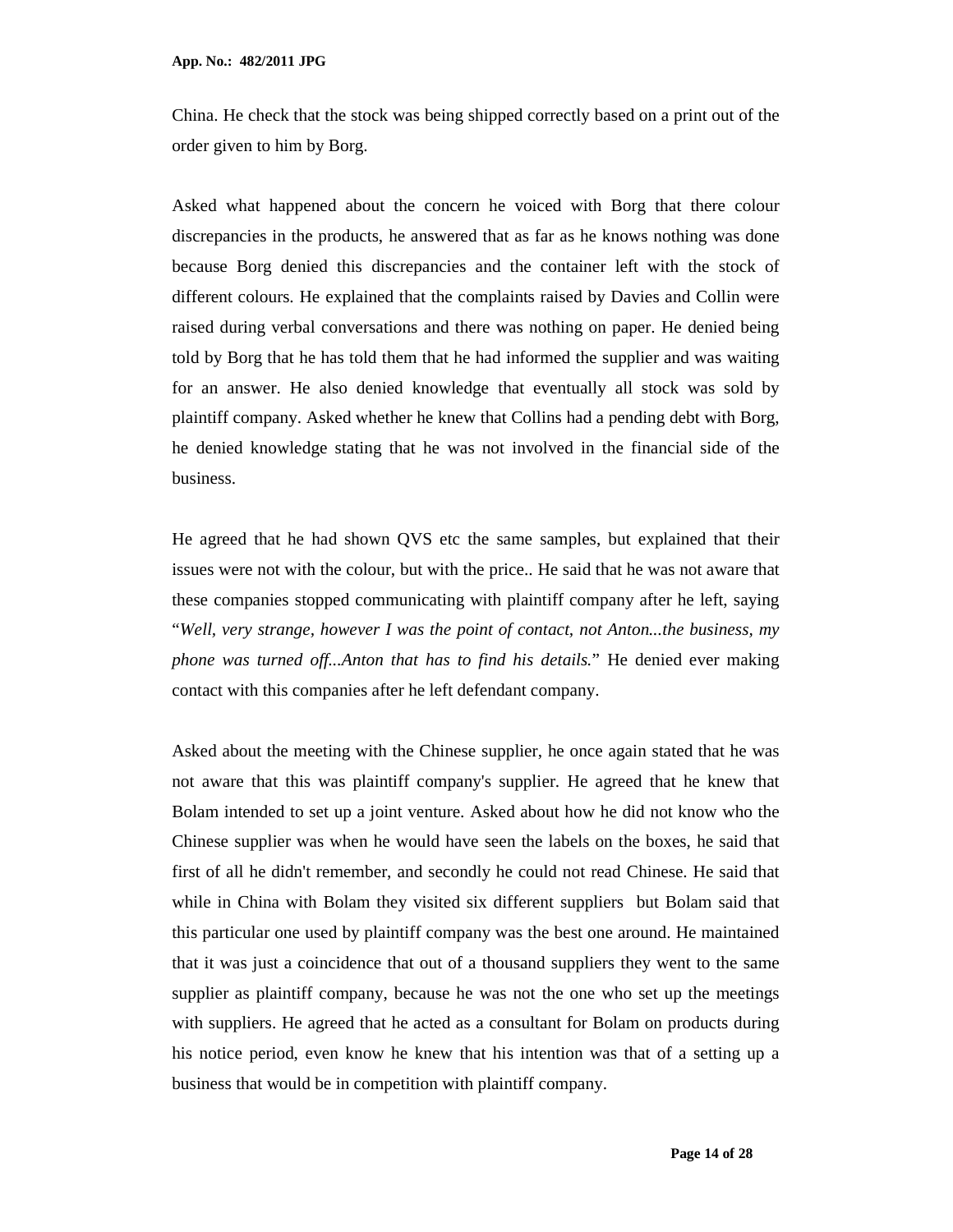China. He check that the stock was being shipped correctly based on a print out of the order given to him by Borg.

Asked what happened about the concern he voiced with Borg that there colour discrepancies in the products, he answered that as far as he knows nothing was done because Borg denied this discrepancies and the container left with the stock of different colours. He explained that the complaints raised by Davies and Collin were raised during verbal conversations and there was nothing on paper. He denied being told by Borg that he has told them that he had informed the supplier and was waiting for an answer. He also denied knowledge that eventually all stock was sold by plaintiff company. Asked whether he knew that Collins had a pending debt with Borg, he denied knowledge stating that he was not involved in the financial side of the business.

He agreed that he had shown QVS etc the same samples, but explained that their issues were not with the colour, but with the price.. He said that he was not aware that these companies stopped communicating with plaintiff company after he left, saying "*Well, very strange, however I was the point of contact, not Anton...the business, my phone was turned off...Anton that has to find his details.*" He denied ever making contact with this companies after he left defendant company.

Asked about the meeting with the Chinese supplier, he once again stated that he was not aware that this was plaintiff company's supplier. He agreed that he knew that Bolam intended to set up a joint venture. Asked about how he did not know who the Chinese supplier was when he would have seen the labels on the boxes, he said that first of all he didn't remember, and secondly he could not read Chinese. He said that while in China with Bolam they visited six different suppliers but Bolam said that this particular one used by plaintiff company was the best one around. He maintained that it was just a coincidence that out of a thousand suppliers they went to the same supplier as plaintiff company, because he was not the one who set up the meetings with suppliers. He agreed that he acted as a consultant for Bolam on products during his notice period, even know he knew that his intention was that of a setting up a business that would be in competition with plaintiff company.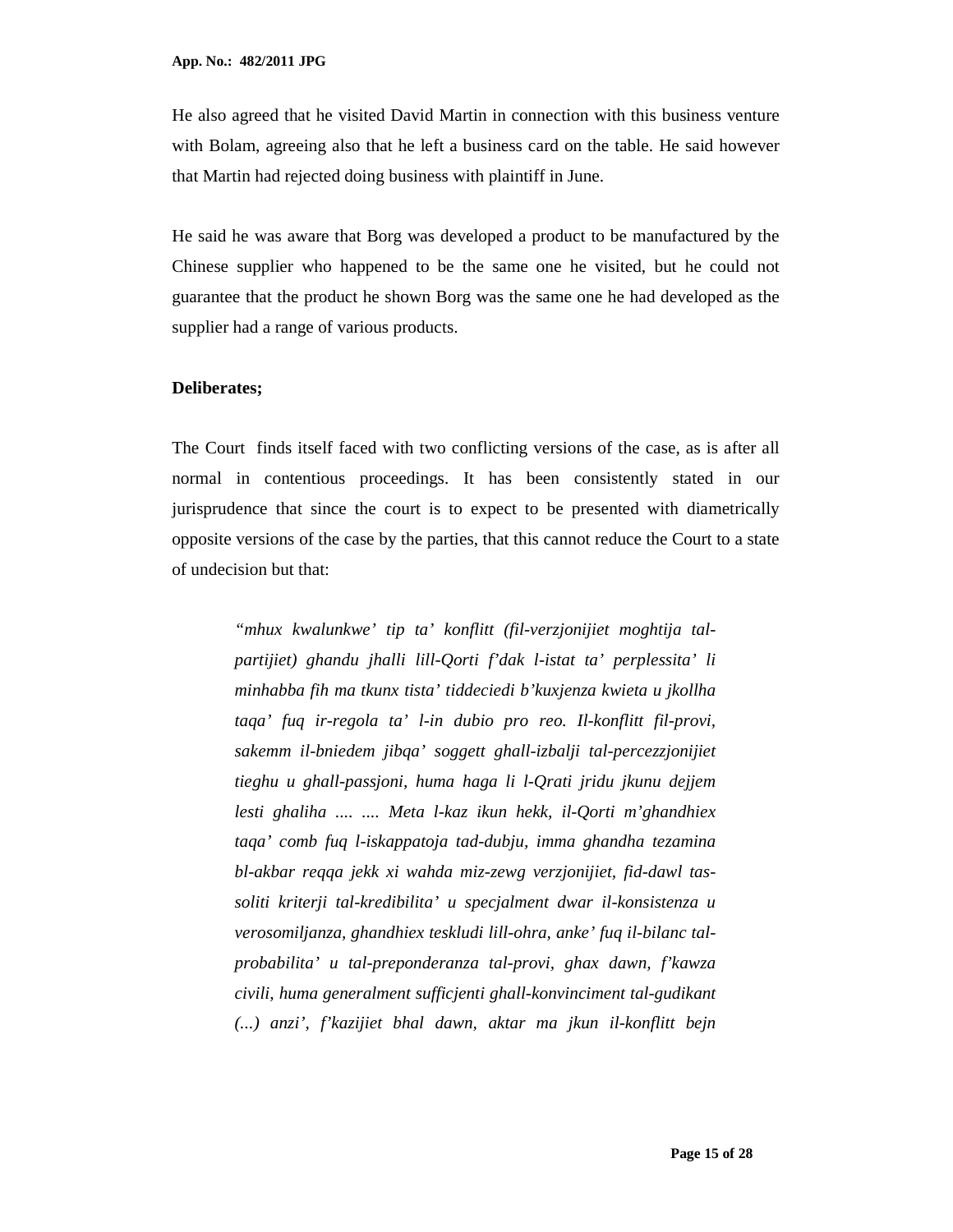He also agreed that he visited David Martin in connection with this business venture with Bolam, agreeing also that he left a business card on the table. He said however that Martin had rejected doing business with plaintiff in June.

He said he was aware that Borg was developed a product to be manufactured by the Chinese supplier who happened to be the same one he visited, but he could not guarantee that the product he shown Borg was the same one he had developed as the supplier had a range of various products.

**Deliberates;**

The Court  finds itself faced with two conflicting versions of the case, as is after all normal in contentious proceedings. It has been consistently stated in our jurisprudence that since the court is to expect to be presented with diametrically opposite versions of the case by the parties, that this cannot reduce the Court to a state of undecision but that:

> *"mhux kwalunkwe' tip ta' konflitt (fil-verzjonijiet moghtija tal-partijiet) ghandu jhalli lill-Qorti f'dak l-istat ta' perplessita' li minhabba fih ma tkunx tista' tiddeciedi b'kuxjenza kwieta u jkollha taqa' fuq ir-regola ta' l-in dubio pro reo. Il-konflitt fil-provi, sakemm il-bniedem jibqa' soggett ghall-izbalji tal-percezzjonijiet tieghu u ghall-passjoni, huma haga li l-Qrati jridu jkunu dejjem lesti ghaliha .... .... Meta l-kaz ikun hekk, il-Qorti m'ghandhiex taqa' comb fuq l-iskappatoja tad-dubju, imma ghandha tezamina bl-akbar reqqa jekk xi wahda miz-zewg verzjonijiet, fid-dawl tas-soliti kriterji tal-kredibilita' u specjalment dwar il-konsistenza u verosomiljanza, ghandhiex teskludi lill-ohra, anke' fuq il-bilanc tal-probabilita' u tal-preponderanza tal-provi, ghax dawn, f'kawza civili, huma generalment sufficjenti ghall-konvinciment tal-gudikant (...) anzi', f'kazijiet bhal dawn, aktar ma jkun il-konflitt bejn*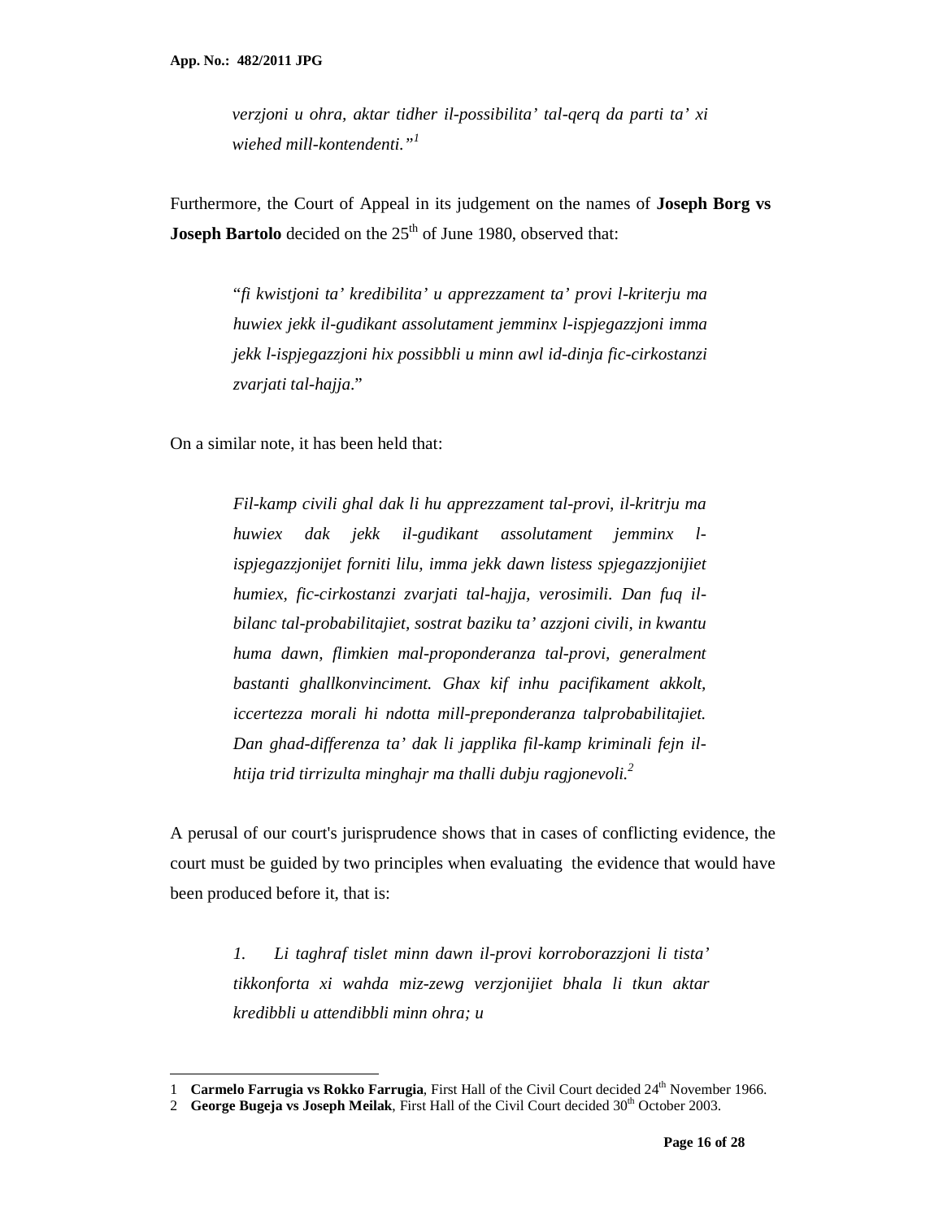*verzjoni u ohra, aktar tidher il-possibilita' tal-qerq da parti ta' xi wiehed mill-kontendenti."*[1]

Furthermore, the Court of Appeal in its judgement on the names of **Joseph Borg vs Joseph Bartolo** decided on the 25th of June 1980, observed that:

> "*fi kwistjoni ta' kredibilita' u apprezzament ta' provi l-kriterju ma huwiex jekk il-gudikant assolutament jemminx l-ispjegazzjoni imma jekk l-ispjegazzjoni hix possibbli u minn awl id-dinja fic-cirkostanzi zvarjati tal-hajja*."

On a similar note, it has been held that:

> *Fil-kamp civili ghal dak li hu apprezzament tal-provi, il-kritrju ma huwiex dak jekk il-gudikant assolutament jemminx l-ispjegazzjonijet forniti lilu, imma jekk dawn listess spjegazzjonijiet humiex, fic-cirkostanzi zvarjati tal-hajja, verosimili. Dan fuq il-bilanc tal-probabilitajiet, sostrat baziku ta' azzjoni civili, in kwantu huma dawn, flimkien mal-proponderanza tal-provi, generalment bastanti ghallkonvinciment. Ghax kif inhu pacifikament akkolt, iccertezza morali hi ndotta mill-preponderanza talprobabilitajiet. Dan ghad-differenza ta' dak li japplika fil-kamp kriminali fejn il-htija trid tirrizulta minghajr ma thalli dubju ragjonevoli.*[2]

A perusal of our court's jurisprudence shows that in cases of conflicting evidence, the court must be guided by two principles when evaluating the evidence that would have been produced before it, that is:

> *1. Li taghraf tislet minn dawn il-provi korroborazzjoni li tista' tikkonforta xi wahda miz-zewg verzjonijiet bhala li tkun aktar kredibbli u attendibbli minn ohra; u*

---

1 **Carmelo Farrugia vs Rokko Farrugia**, First Hall of the Civil Court decided 24th November 1966.

2 **George Bugeja vs Joseph Meilak**, First Hall of the Civil Court decided 30th October 2003.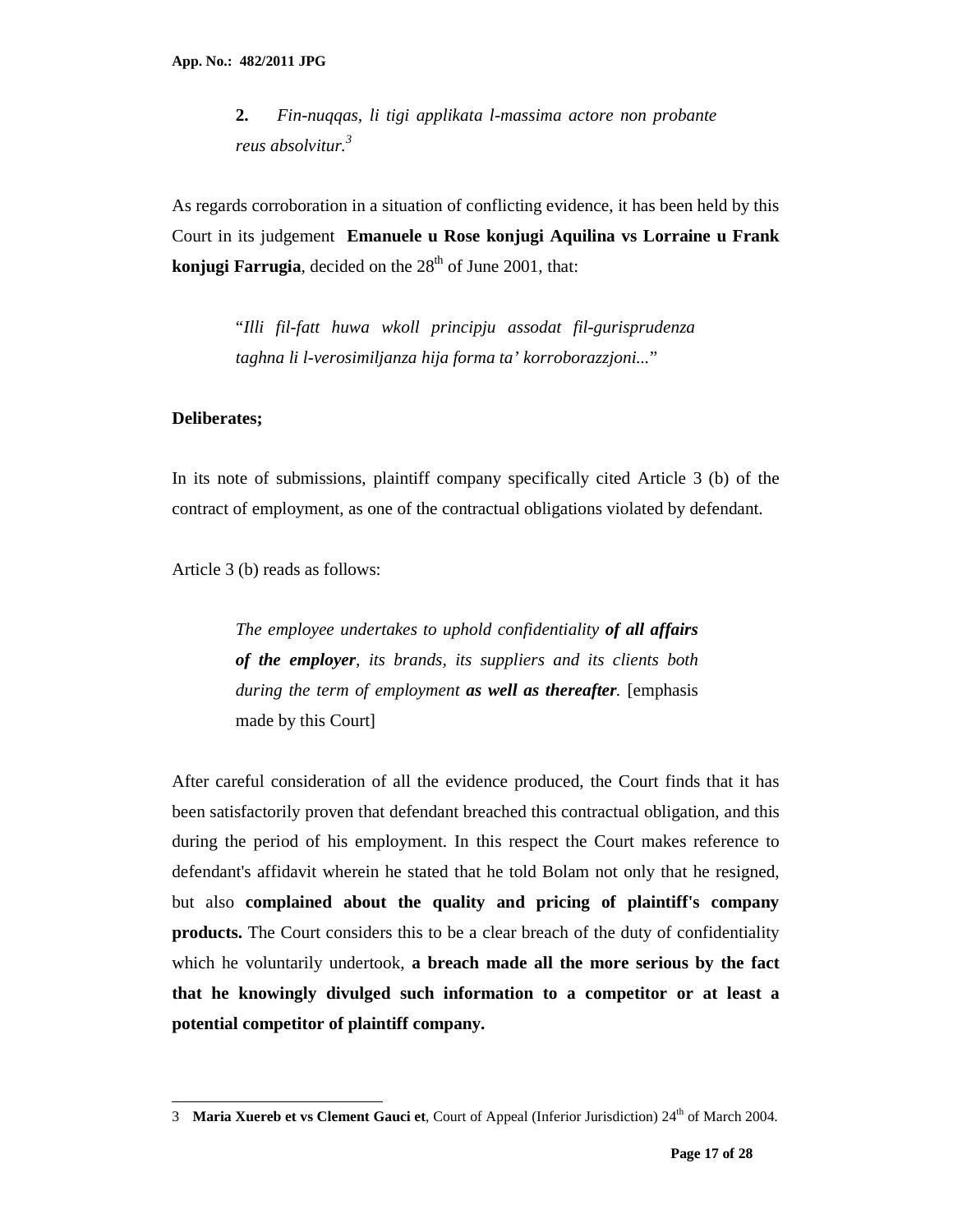> **2.** *Fin-nuqqas, li tigi applikata l-massima actore non probante reus absolvitur.*[3]

As regards corroboration in a situation of conflicting evidence, it has been held by this Court in its judgement **Emanuele u Rose konjugi Aquilina vs Lorraine u Frank konjugi Farrugia**, decided on the 28th of June 2001, that:

> "*Illi fil-fatt huwa wkoll principju assodat fil-gurisprudenza taghna li l-verosimiljanza hija forma ta' korroborazzjoni...*"

**Deliberates;**

In its note of submissions, plaintiff company specifically cited Article 3 (b) of the contract of employment, as one of the contractual obligations violated by defendant.

Article 3 (b) reads as follows:

> *The employee undertakes to uphold confidentiality **of all affairs of the employer**, its brands, its suppliers and its clients both during the term of employment **as well as thereafter**.* [emphasis made by this Court]

After careful consideration of all the evidence produced, the Court finds that it has been satisfactorily proven that defendant breached this contractual obligation, and this during the period of his employment. In this respect the Court makes reference to defendant's affidavit wherein he stated that he told Bolam not only that he resigned, but also **complained about the quality and pricing of plaintiff's company products.** The Court considers this to be a clear breach of the duty of confidentiality which he voluntarily undertook, **a breach made all the more serious by the fact that he knowingly divulged such information to a competitor or at least a potential competitor of plaintiff company.**

---

[3] **Maria Xuereb et vs Clement Gauci et**, Court of Appeal (Inferior Jurisdiction) 24th of March 2004.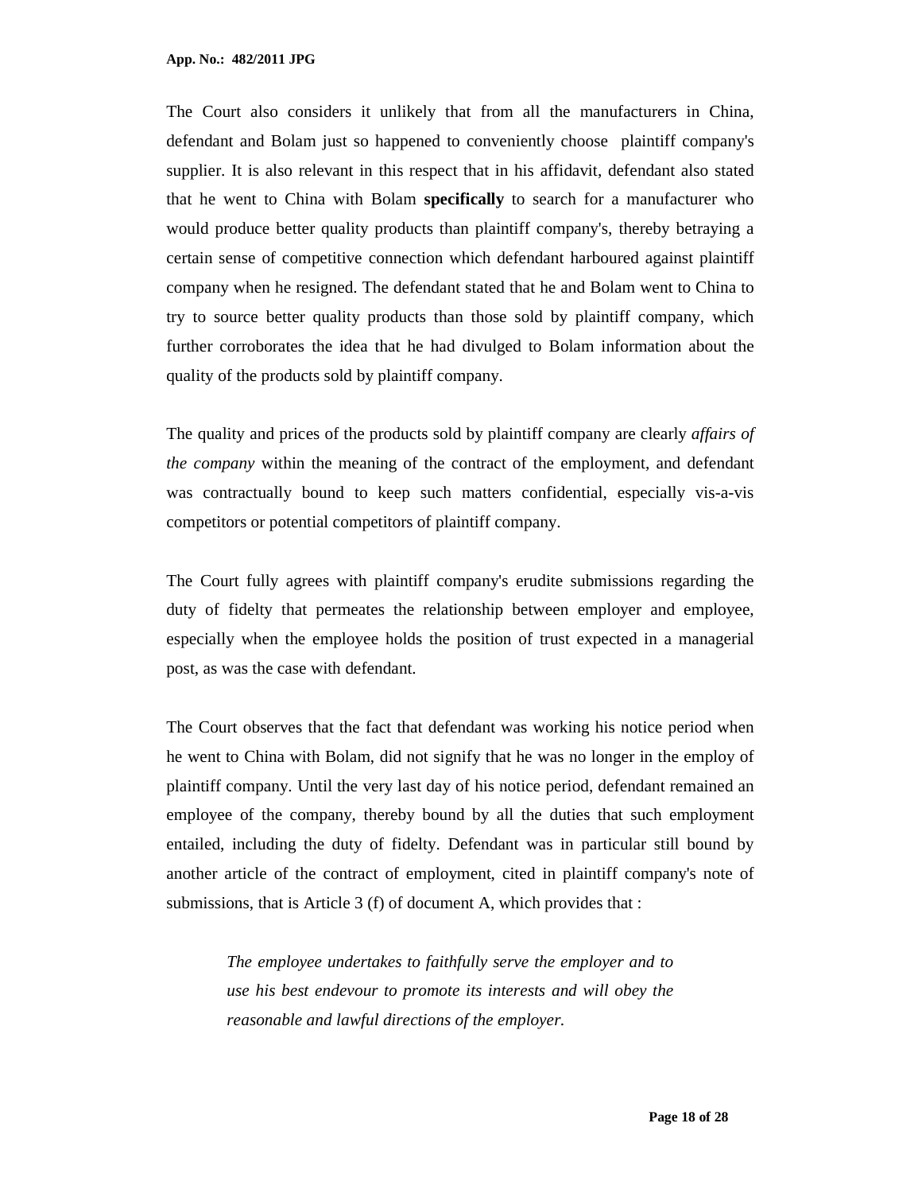The Court also considers it unlikely that from all the manufacturers in China, defendant and Bolam just so happened to conveniently choose plaintiff company's supplier. It is also relevant in this respect that in his affidavit, defendant also stated that he went to China with Bolam **specifically** to search for a manufacturer who would produce better quality products than plaintiff company's, thereby betraying a certain sense of competitive connection which defendant harboured against plaintiff company when he resigned. The defendant stated that he and Bolam went to China to try to source better quality products than those sold by plaintiff company, which further corroborates the idea that he had divulged to Bolam information about the quality of the products sold by plaintiff company.

The quality and prices of the products sold by plaintiff company are clearly *affairs of the company* within the meaning of the contract of the employment, and defendant was contractually bound to keep such matters confidential, especially vis-a-vis competitors or potential competitors of plaintiff company.

The Court fully agrees with plaintiff company's erudite submissions regarding the duty of fidelty that permeates the relationship between employer and employee, especially when the employee holds the position of trust expected in a managerial post, as was the case with defendant.

The Court observes that the fact that defendant was working his notice period when he went to China with Bolam, did not signify that he was no longer in the employ of plaintiff company. Until the very last day of his notice period, defendant remained an employee of the company, thereby bound by all the duties that such employment entailed, including the duty of fidelty. Defendant was in particular still bound by another article of the contract of employment, cited in plaintiff company's note of submissions, that is Article 3 (f) of document A, which provides that :

> *The employee undertakes to faithfully serve the employer and to use his best endevour to promote its interests and will obey the reasonable and lawful directions of the employer.*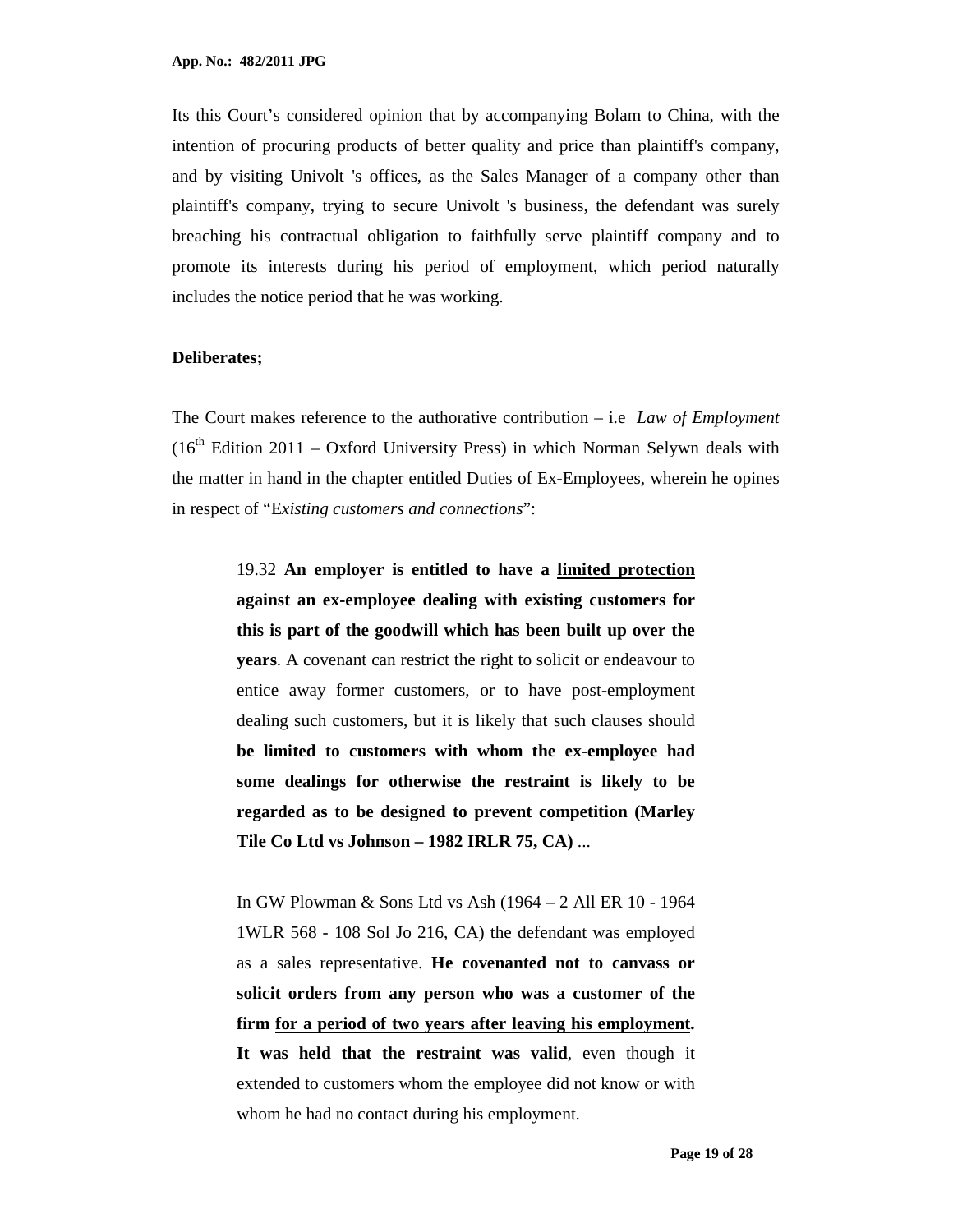Its this Court's considered opinion that by accompanying Bolam to China, with the intention of procuring products of better quality and price than plaintiff's company, and by visiting Univolt 's offices, as the Sales Manager of a company other than plaintiff's company, trying to secure Univolt 's business, the defendant was surely breaching his contractual obligation to faithfully serve plaintiff company and to promote its interests during his period of employment, which period naturally includes the notice period that he was working.

**Deliberates;**

The Court makes reference to the authorative contribution – i.e *Law of Employment* (16th Edition 2011 – Oxford University Press) in which Norman Selywn deals with the matter in hand in the chapter entitled Duties of Ex-Employees, wherein he opines in respect of "E*xisting customers and connections*":

> 19.32 **An employer is entitled to have a <u>limited protection</u> against an ex-employee dealing with existing customers for this is part of the goodwill which has been built up over the years**. A covenant can restrict the right to solicit or endeavour to entice away former customers, or to have post-employment dealing such customers, but it is likely that such clauses should **be limited to customers with whom the ex-employee had some dealings for otherwise the restraint is likely to be regarded as to be designed to prevent competition (Marley Tile Co Ltd vs Johnson – 1982 IRLR 75, CA)** ...
>
> In GW Plowman & Sons Ltd vs Ash (1964 – 2 All ER 10 - 1964 1WLR 568 - 108 Sol Jo 216, CA) the defendant was employed as a sales representative. **He covenanted not to canvass or solicit orders from any person who was a customer of the firm <u>for a period of two years after leaving his employment</u>. It was held that the restraint was valid**, even though it extended to customers whom the employee did not know or with whom he had no contact during his employment.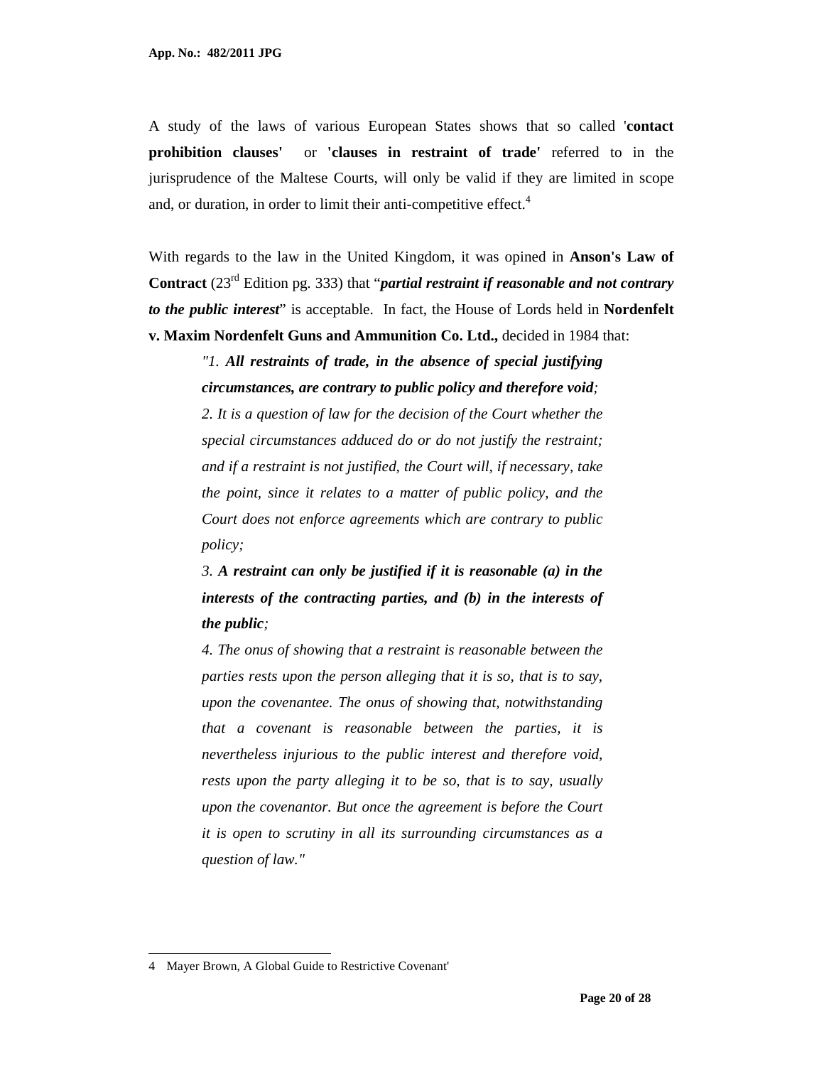A study of the laws of various European States shows that so called '**contact prohibition clauses'** or **'clauses in restraint of trade'** referred to in the jurisprudence of the Maltese Courts, will only be valid if they are limited in scope and, or duration, in order to limit their anti-competitive effect.[4]

With regards to the law in the United Kingdom, it was opined in **Anson's Law of Contract** (23rd Edition pg. 333) that "***partial restraint if reasonable and not contrary to the public interest***" is acceptable. In fact, the House of Lords held in **Nordenfelt v. Maxim Nordenfelt Guns and Ammunition Co. Ltd.,** decided in 1984 that:

> *"1. **All restraints of trade, in the absence of special justifying circumstances, are contrary to public policy and therefore void**;*
>
> *2. It is a question of law for the decision of the Court whether the special circumstances adduced do or do not justify the restraint; and if a restraint is not justified, the Court will, if necessary, take the point, since it relates to a matter of public policy, and the Court does not enforce agreements which are contrary to public policy;*
>
> *3. **A restraint can only be justified if it is reasonable (a) in the interests of the contracting parties, and (b) in the interests of the public**;*
>
> *4. The onus of showing that a restraint is reasonable between the parties rests upon the person alleging that it is so, that is to say, upon the covenantee. The onus of showing that, notwithstanding that a covenant is reasonable between the parties, it is nevertheless injurious to the public interest and therefore void, rests upon the party alleging it to be so, that is to say, usually upon the covenantor. But once the agreement is before the Court it is open to scrutiny in all its surrounding circumstances as a question of law."*

---

4 Mayer Brown, A Global Guide to Restrictive Covenant'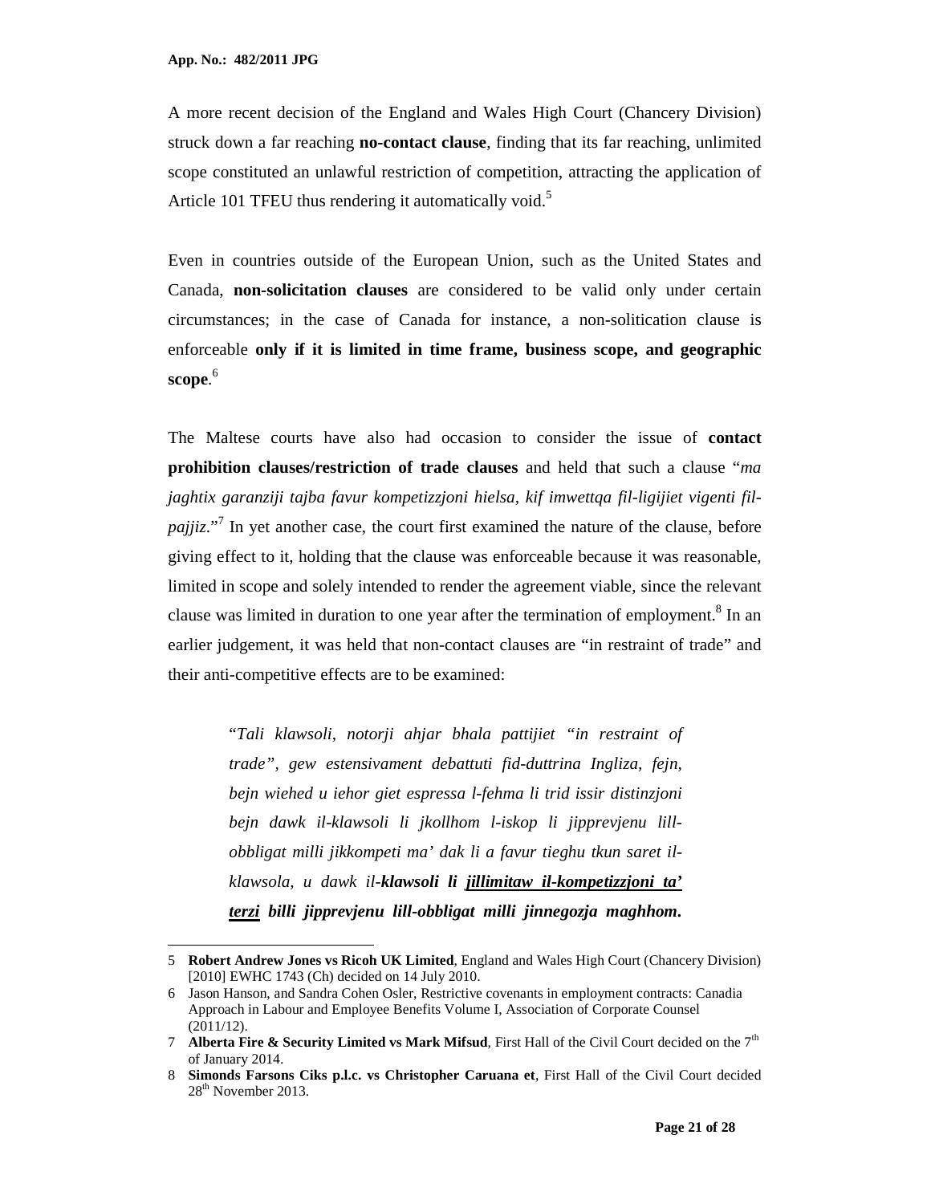A more recent decision of the England and Wales High Court (Chancery Division) struck down a far reaching **no-contact clause**, finding that its far reaching, unlimited scope constituted an unlawful restriction of competition, attracting the application of Article 101 TFEU thus rendering it automatically void.[5]

Even in countries outside of the European Union, such as the United States and Canada, **non-solicitation clauses** are considered to be valid only under certain circumstances; in the case of Canada for instance, a non-solitication clause is enforceable **only if it is limited in time frame, business scope, and geographic scope**.[6]

The Maltese courts have also had occasion to consider the issue of **contact prohibition clauses/restriction of trade clauses** and held that such a clause "*ma jaghtix garanziji tajba favur kompetizzjoni hielsa, kif imwettqa fil-ligijiet vigenti fil-pajjiz.*"[7] In yet another case, the court first examined the nature of the clause, before giving effect to it, holding that the clause was enforceable because it was reasonable, limited in scope and solely intended to render the agreement viable, since the relevant clause was limited in duration to one year after the termination of employment.[8] In an earlier judgement, it was held that non-contact clauses are "in restraint of trade" and their anti-competitive effects are to be examined:

> "*Tali klawsoli, notorji ahjar bhala pattijiet "in restraint of trade", gew estensivament debattuti fid-duttrina Ingliza, fejn, bejn wiehed u iehor giet espressa l-fehma li trid issir distinzjoni bejn dawk il-klawsoli li jkollhom l-iskop li jipprevjenu lill-obbligat milli jikkompeti ma' dak li a favur tieghu tkun saret il-klawsola, u dawk il-**klawsoli li <u>jillimitaw il-kompetizzjoni ta' terzi</u> billi jipprevjenu lill-obbligat milli jinnegozja maghhom.***

---

5 **Robert Andrew Jones vs Ricoh UK Limited**, England and Wales High Court (Chancery Division) [2010] EWHC 1743 (Ch) decided on 14 July 2010.

6 Jason Hanson, and Sandra Cohen Osler, Restrictive covenants in employment contracts: Canadia Approach in Labour and Employee Benefits Volume I, Association of Corporate Counsel (2011/12).

7 **Alberta Fire & Security Limited vs Mark Mifsud**, First Hall of the Civil Court decided on the 7th of January 2014.

8 **Simonds Farsons Ciks p.l.c. vs Christopher Caruana et**, First Hall of the Civil Court decided 28th November 2013.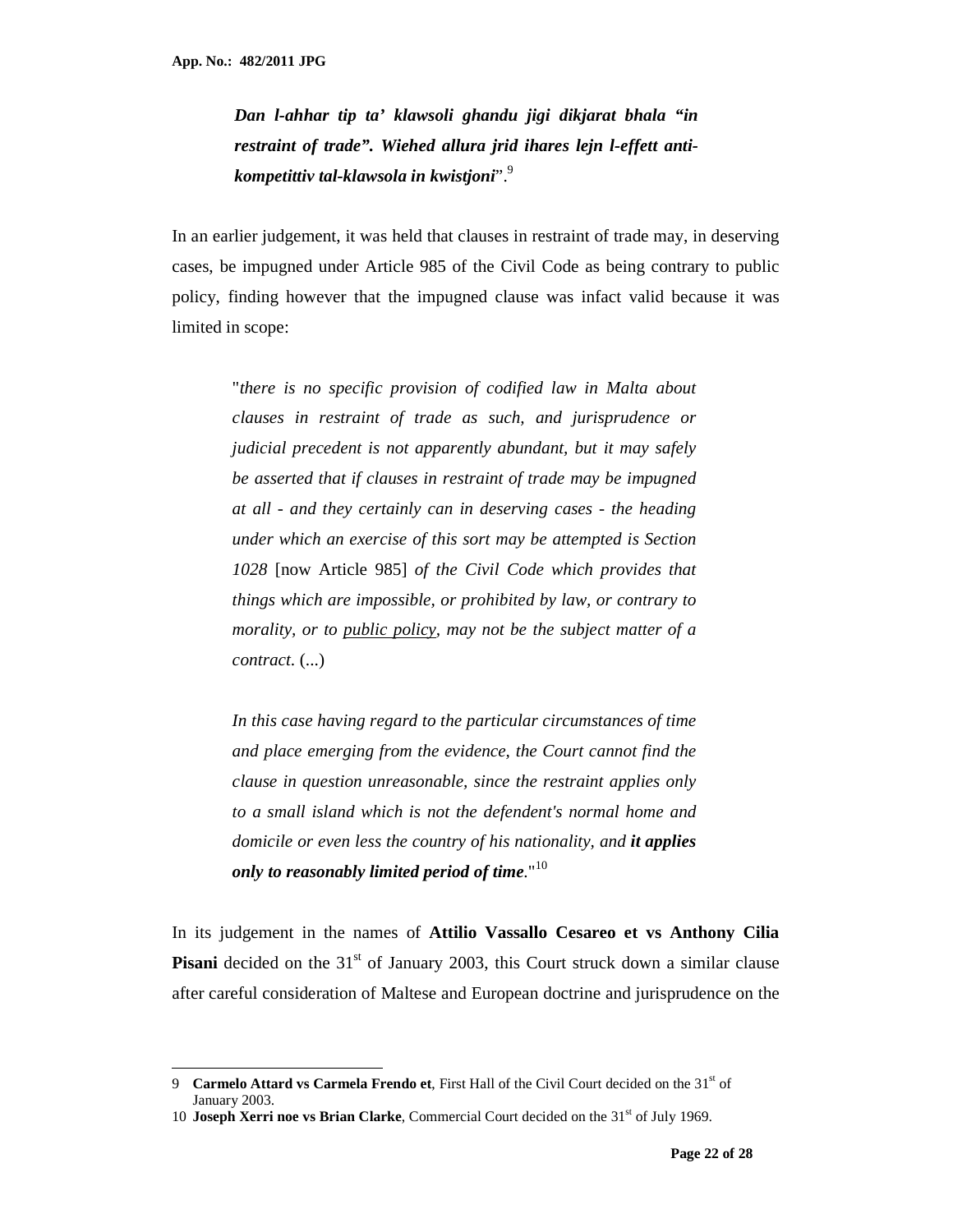> ***Dan l-ahhar tip ta' klawsoli ghandu jigi dikjarat bhala "in restraint of trade". Wiehed allura jrid ihares lejn l-effett anti-kompetittiv tal-klawsola in kwistjoni***".[9]

In an earlier judgement, it was held that clauses in restraint of trade may, in deserving cases, be impugned under Article 985 of the Civil Code as being contrary to public policy, finding however that the impugned clause was infact valid because it was limited in scope:

> "*there is no specific provision of codified law in Malta about clauses in restraint of trade as such, and jurisprudence or judicial precedent is not apparently abundant, but it may safely be asserted that if clauses in restraint of trade may be impugned at all - and they certainly can in deserving cases - the heading under which an exercise of this sort may be attempted is Section 1028* [now Article 985] *of the Civil Code which provides that things which are impossible, or prohibited by law, or contrary to morality, or to <u>public policy</u>, may not be the subject matter of a contract.* (...)
>
> *In this case having regard to the particular circumstances of time and place emerging from the evidence, the Court cannot find the clause in question unreasonable, since the restraint applies only to a small island which is not the defendent's normal home and domicile or even less the country of his nationality, and **it applies only to reasonably limited period of time**.*"[10]

In its judgement in the names of **Attilio Vassallo Cesareo et vs Anthony Cilia Pisani** decided on the 31st of January 2003, this Court struck down a similar clause after careful consideration of Maltese and European doctrine and jurisprudence on the

---

9 **Carmelo Attard vs Carmela Frendo et**, First Hall of the Civil Court decided on the 31st of January 2003.

10 **Joseph Xerri noe vs Brian Clarke**, Commercial Court decided on the 31st of July 1969.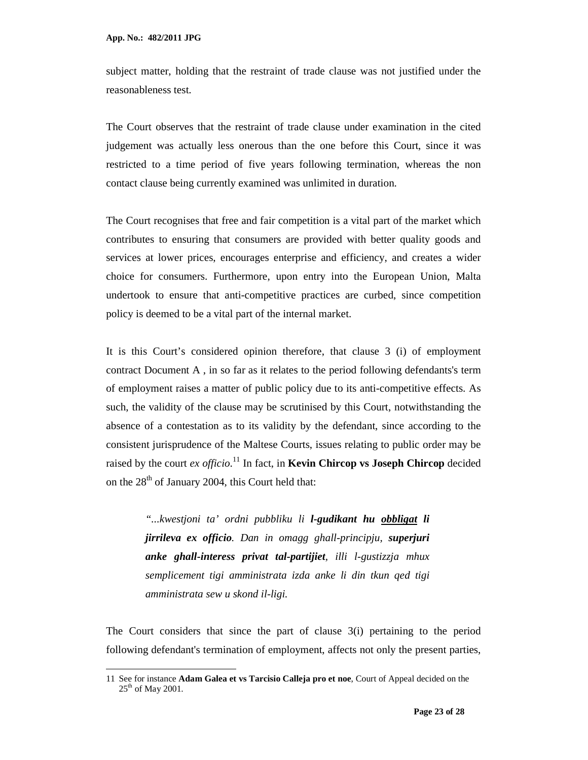subject matter, holding that the restraint of trade clause was not justified under the reasonableness test.

The Court observes that the restraint of trade clause under examination in the cited judgement was actually less onerous than the one before this Court, since it was restricted to a time period of five years following termination, whereas the non contact clause being currently examined was unlimited in duration.

The Court recognises that free and fair competition is a vital part of the market which contributes to ensuring that consumers are provided with better quality goods and services at lower prices, encourages enterprise and efficiency, and creates a wider choice for consumers. Furthermore, upon entry into the European Union, Malta undertook to ensure that anti-competitive practices are curbed, since competition policy is deemed to be a vital part of the internal market.

It is this Court's considered opinion therefore, that clause 3 (i) of employment contract Document A , in so far as it relates to the period following defendants's term of employment raises a matter of public policy due to its anti-competitive effects. As such, the validity of the clause may be scrutinised by this Court, notwithstanding the absence of a contestation as to its validity by the defendant, since according to the consistent jurisprudence of the Maltese Courts, issues relating to public order may be raised by the court *ex officio*.[11] In fact, in **Kevin Chircop vs Joseph Chircop** decided on the 28th of January 2004, this Court held that:

> *"...kwestjoni ta' ordni pubbliku li **l-gudikant hu <u>obbligat</u> li jirrileva ex officio**. Dan in omagg ghall-principju, **superjuri anke ghall-interess privat tal-partijiet**, illi l-gustizzja mhux semplicement tigi amministrata izda anke li din tkun qed tigi amministrata sew u skond il-ligi.*

The Court considers that since the part of clause 3(i) pertaining to the period following defendant's termination of employment, affects not only the present parties,

---

11 See for instance **Adam Galea et vs Tarcisio Calleja pro et noe**, Court of Appeal decided on the 25th of May 2001.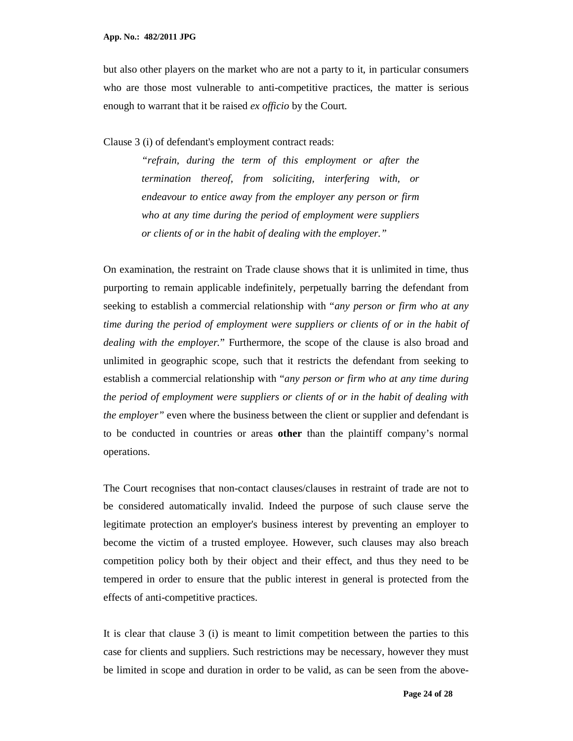but also other players on the market who are not a party to it, in particular consumers who are those most vulnerable to anti-competitive practices, the matter is serious enough to warrant that it be raised *ex officio* by the Court.

Clause 3 (i) of defendant's employment contract reads:

> *"refrain, during the term of this employment or after the termination thereof, from soliciting, interfering with, or endeavour to entice away from the employer any person or firm who at any time during the period of employment were suppliers or clients of or in the habit of dealing with the employer."*

On examination, the restraint on Trade clause shows that it is unlimited in time, thus purporting to remain applicable indefinitely, perpetually barring the defendant from seeking to establish a commercial relationship with "*any person or firm who at any time during the period of employment were suppliers or clients of or in the habit of dealing with the employer.*" Furthermore, the scope of the clause is also broad and unlimited in geographic scope, such that it restricts the defendant from seeking to establish a commercial relationship with "*any person or firm who at any time during the period of employment were suppliers or clients of or in the habit of dealing with the employer"* even where the business between the client or supplier and defendant is to be conducted in countries or areas **other** than the plaintiff company's normal operations.

The Court recognises that non-contact clauses/clauses in restraint of trade are not to be considered automatically invalid. Indeed the purpose of such clause serve the legitimate protection an employer's business interest by preventing an employer to become the victim of a trusted employee. However, such clauses may also breach competition policy both by their object and their effect, and thus they need to be tempered in order to ensure that the public interest in general is protected from the effects of anti-competitive practices.

It is clear that clause 3 (i) is meant to limit competition between the parties to this case for clients and suppliers. Such restrictions may be necessary, however they must be limited in scope and duration in order to be valid, as can be seen from the above-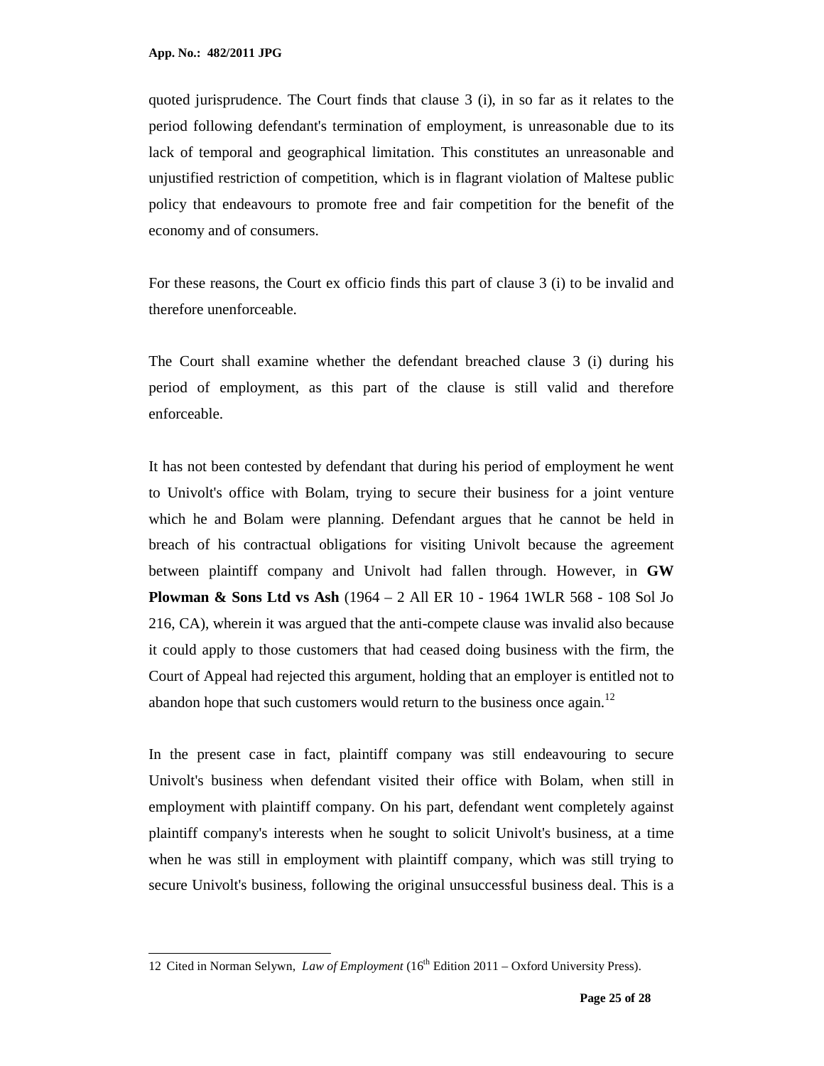quoted jurisprudence. The Court finds that clause 3 (i), in so far as it relates to the period following defendant's termination of employment, is unreasonable due to its lack of temporal and geographical limitation. This constitutes an unreasonable and unjustified restriction of competition, which is in flagrant violation of Maltese public policy that endeavours to promote free and fair competition for the benefit of the economy and of consumers.

For these reasons, the Court ex officio finds this part of clause 3 (i) to be invalid and therefore unenforceable.

The Court shall examine whether the defendant breached clause 3 (i) during his period of employment, as this part of the clause is still valid and therefore enforceable.

It has not been contested by defendant that during his period of employment he went to Univolt's office with Bolam, trying to secure their business for a joint venture which he and Bolam were planning. Defendant argues that he cannot be held in breach of his contractual obligations for visiting Univolt because the agreement between plaintiff company and Univolt had fallen through. However, in **GW Plowman & Sons Ltd vs Ash** (1964 – 2 All ER 10 - 1964 1WLR 568 - 108 Sol Jo 216, CA), wherein it was argued that the anti-compete clause was invalid also because it could apply to those customers that had ceased doing business with the firm, the Court of Appeal had rejected this argument, holding that an employer is entitled not to abandon hope that such customers would return to the business once again.[12]

In the present case in fact, plaintiff company was still endeavouring to secure Univolt's business when defendant visited their office with Bolam, when still in employment with plaintiff company. On his part, defendant went completely against plaintiff company's interests when he sought to solicit Univolt's business, at a time when he was still in employment with plaintiff company, which was still trying to secure Univolt's business, following the original unsuccessful business deal. This is a

---

12 Cited in Norman Selywn, *Law of Employment* (16th Edition 2011 – Oxford University Press).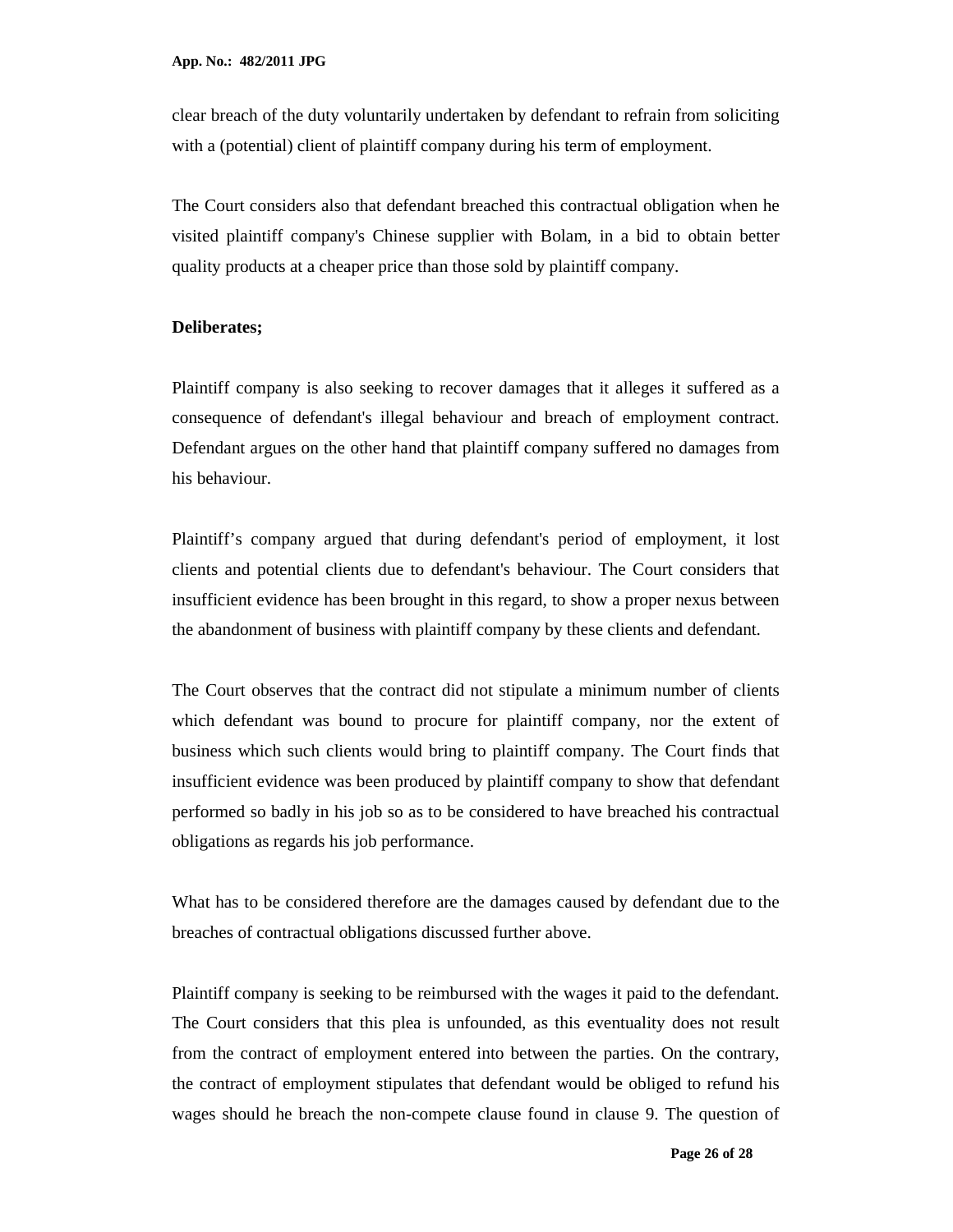clear breach of the duty voluntarily undertaken by defendant to refrain from soliciting with a (potential) client of plaintiff company during his term of employment.

The Court considers also that defendant breached this contractual obligation when he visited plaintiff company's Chinese supplier with Bolam, in a bid to obtain better quality products at a cheaper price than those sold by plaintiff company.

**Deliberates;**

Plaintiff company is also seeking to recover damages that it alleges it suffered as a consequence of defendant's illegal behaviour and breach of employment contract. Defendant argues on the other hand that plaintiff company suffered no damages from his behaviour.

Plaintiff's company argued that during defendant's period of employment, it lost clients and potential clients due to defendant's behaviour. The Court considers that insufficient evidence has been brought in this regard, to show a proper nexus between the abandonment of business with plaintiff company by these clients and defendant.

The Court observes that the contract did not stipulate a minimum number of clients which defendant was bound to procure for plaintiff company, nor the extent of business which such clients would bring to plaintiff company. The Court finds that insufficient evidence was been produced by plaintiff company to show that defendant performed so badly in his job so as to be considered to have breached his contractual obligations as regards his job performance.

What has to be considered therefore are the damages caused by defendant due to the breaches of contractual obligations discussed further above.

Plaintiff company is seeking to be reimbursed with the wages it paid to the defendant. The Court considers that this plea is unfounded, as this eventuality does not result from the contract of employment entered into between the parties. On the contrary, the contract of employment stipulates that defendant would be obliged to refund his wages should he breach the non-compete clause found in clause 9. The question of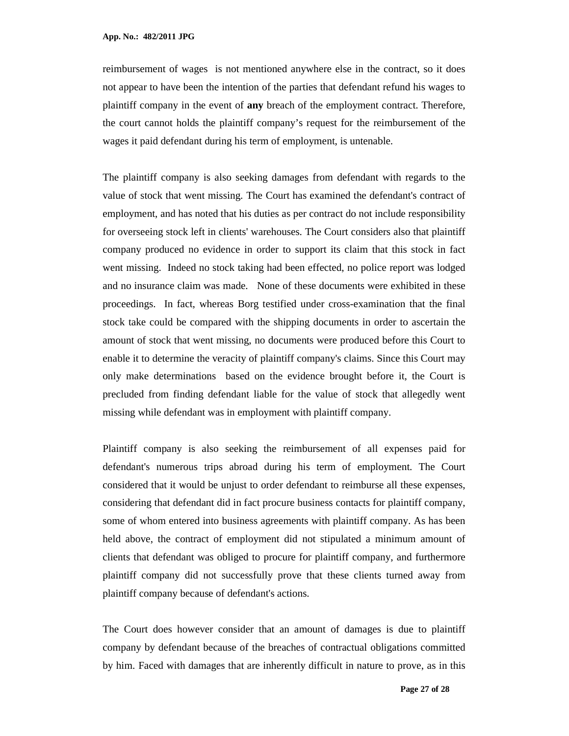reimbursement of wages is not mentioned anywhere else in the contract, so it does not appear to have been the intention of the parties that defendant refund his wages to plaintiff company in the event of **any** breach of the employment contract. Therefore, the court cannot holds the plaintiff company's request for the reimbursement of the wages it paid defendant during his term of employment, is untenable.

The plaintiff company is also seeking damages from defendant with regards to the value of stock that went missing. The Court has examined the defendant's contract of employment, and has noted that his duties as per contract do not include responsibility for overseeing stock left in clients' warehouses. The Court considers also that plaintiff company produced no evidence in order to support its claim that this stock in fact went missing. Indeed no stock taking had been effected, no police report was lodged and no insurance claim was made. None of these documents were exhibited in these proceedings. In fact, whereas Borg testified under cross-examination that the final stock take could be compared with the shipping documents in order to ascertain the amount of stock that went missing, no documents were produced before this Court to enable it to determine the veracity of plaintiff company's claims. Since this Court may only make determinations based on the evidence brought before it, the Court is precluded from finding defendant liable for the value of stock that allegedly went missing while defendant was in employment with plaintiff company.

Plaintiff company is also seeking the reimbursement of all expenses paid for defendant's numerous trips abroad during his term of employment. The Court considered that it would be unjust to order defendant to reimburse all these expenses, considering that defendant did in fact procure business contacts for plaintiff company, some of whom entered into business agreements with plaintiff company. As has been held above, the contract of employment did not stipulated a minimum amount of clients that defendant was obliged to procure for plaintiff company, and furthermore plaintiff company did not successfully prove that these clients turned away from plaintiff company because of defendant's actions.

The Court does however consider that an amount of damages is due to plaintiff company by defendant because of the breaches of contractual obligations committed by him. Faced with damages that are inherently difficult in nature to prove, as in this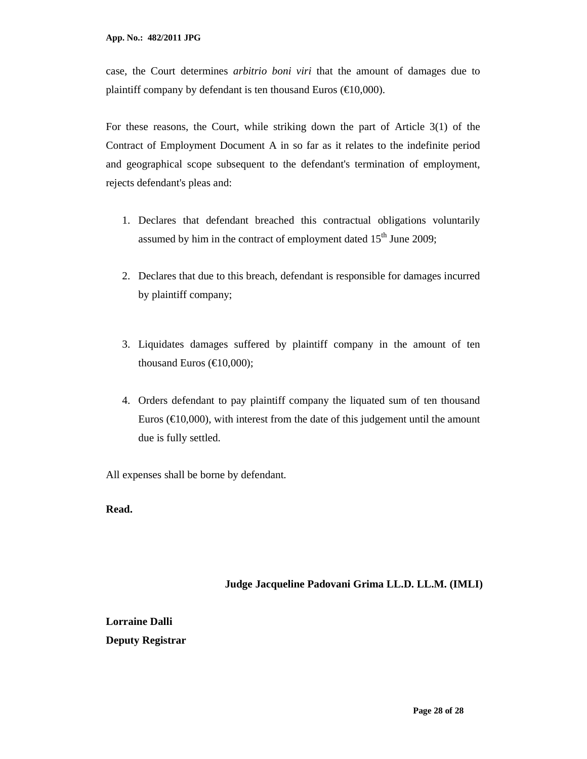case, the Court determines *arbitrio boni viri* that the amount of damages due to plaintiff company by defendant is ten thousand Euros (€10,000).

For these reasons, the Court, while striking down the part of Article 3(1) of the Contract of Employment Document A in so far as it relates to the indefinite period and geographical scope subsequent to the defendant's termination of employment, rejects defendant's pleas and:

1. Declares that defendant breached this contractual obligations voluntarily assumed by him in the contract of employment dated 15th June 2009;

2. Declares that due to this breach, defendant is responsible for damages incurred by plaintiff company;

3. Liquidates damages suffered by plaintiff company in the amount of ten thousand Euros (€10,000);

4. Orders defendant to pay plaintiff company the liquated sum of ten thousand Euros (€10,000), with interest from the date of this judgement until the amount due is fully settled.

All expenses shall be borne by defendant.

**Read.**

**Judge Jacqueline Padovani Grima LL.D. LL.M. (IMLI)**

**Lorraine Dalli**
**Deputy Registrar**